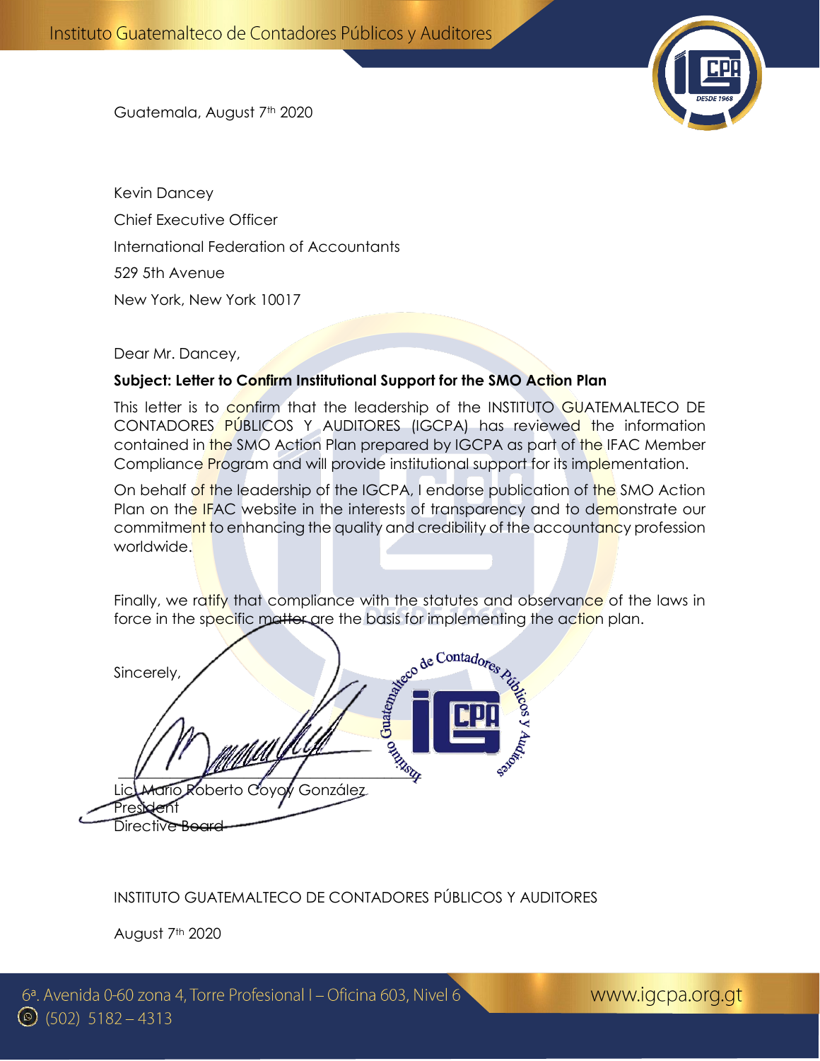Guatemala, August 7th 2020

Kevin Dancey

Chief Executive Officer

International Federation of Accountants

529 5th Avenue

New York, New York 10017

Dear Mr. Dancey,

**Subject: Letter to Confirm Institutional Support for the SMO Action Plan**

This letter is to confirm that the leadership of the INSTITUTO GUATEMALTECO DE CONTADORES PÚBLICOS Y AUDITORES (IGCPA) has reviewed the information contained in the SMO Action Plan prepared by IGCPA as part of the IFAC Member Compliance Program and will provide institutional support for its implementation.

On behalf of the leadership of the IGCPA, I endorse publication of the SMO Action Plan on the IFAC website in the interests of transparency and to demonstrate our commitment to enhancing the quality and credibility of the accountancy profession worldwide.

Finally, we ratify that compliance with the statutes and observance of the laws in force in the specific matter are the basis for implementing the action plan.

Sincerely,

Lic. Mario Roberto Coyoy González

President

Directive Board

INSTITUTO GUATEMALTECO DE CONTADORES PÚBLICOS Y AUDITORES

August 7th 2020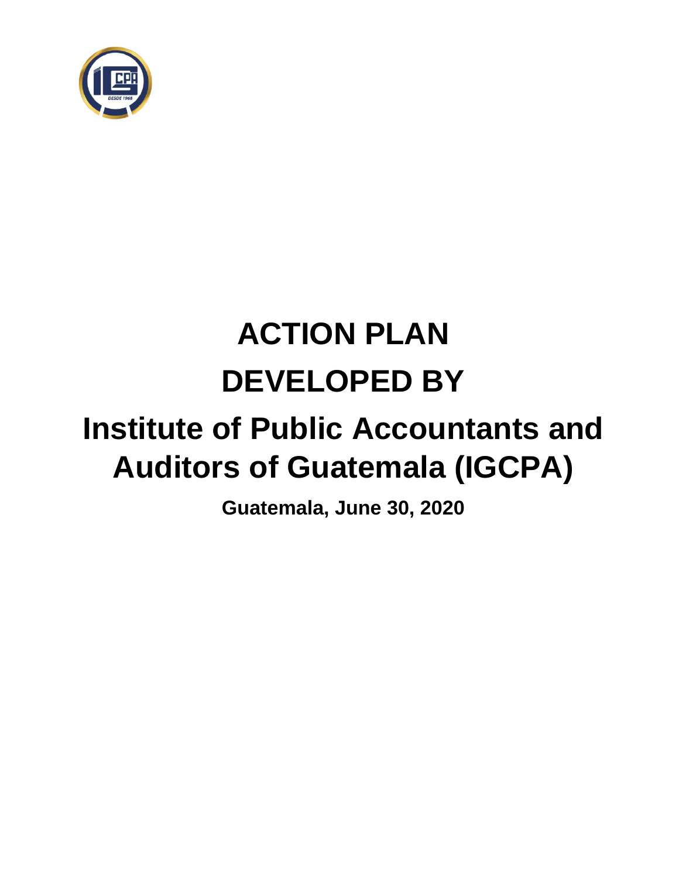# ACTION PLAN

# DEVELOPED BY

# Institute of Public Accountants and Auditors of Guatemala (IGCPA)

**Guatemala, June 30, 2020**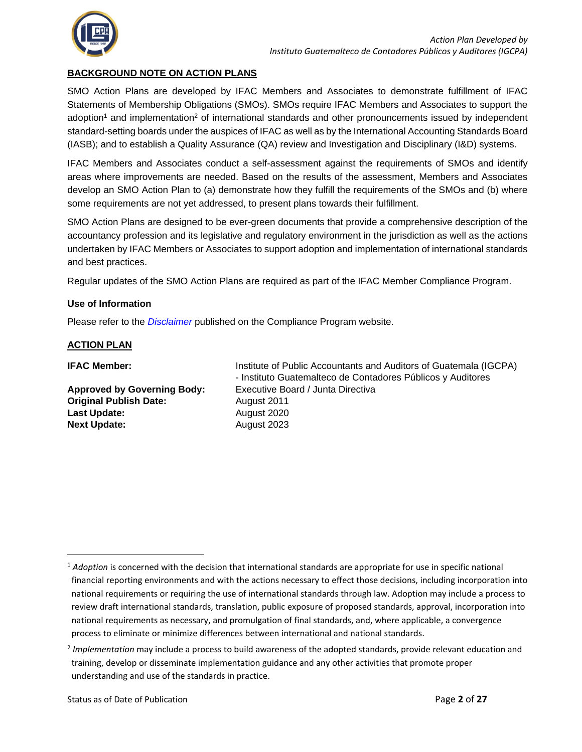## BACKGROUND NOTE ON ACTION PLANS

SMO Action Plans are developed by IFAC Members and Associates to demonstrate fulfillment of IFAC Statements of Membership Obligations (SMOs). SMOs require IFAC Members and Associates to support the adoption[1] and implementation[2] of international standards and other pronouncements issued by independent standard-setting boards under the auspices of IFAC as well as by the International Accounting Standards Board (IASB); and to establish a Quality Assurance (QA) review and Investigation and Disciplinary (I&D) systems.

IFAC Members and Associates conduct a self-assessment against the requirements of SMOs and identify areas where improvements are needed. Based on the results of the assessment, Members and Associates develop an SMO Action Plan to (a) demonstrate how they fulfill the requirements of the SMOs and (b) where some requirements are not yet addressed, to present plans towards their fulfillment.

SMO Action Plans are designed to be ever-green documents that provide a comprehensive description of the accountancy profession and its legislative and regulatory environment in the jurisdiction as well as the actions undertaken by IFAC Members or Associates to support adoption and implementation of international standards and best practices.

Regular updates of the SMO Action Plans are required as part of the IFAC Member Compliance Program.

### Use of Information

Please refer to the *Disclaimer* published on the Compliance Program website.

## ACTION PLAN

| | |
|---|---|
| **IFAC Member:** | Institute of Public Accountants and Auditors of Guatemala (IGCPA) - Instituto Guatemalteco de Contadores Públicos y Auditores |
| **Approved by Governing Body:** | Executive Board / Junta Directiva |
| **Original Publish Date:** | August 2011 |
| **Last Update:** | August 2020 |
| **Next Update:** | August 2023 |

[1] *Adoption* is concerned with the decision that international standards are appropriate for use in specific national financial reporting environments and with the actions necessary to effect those decisions, including incorporation into national requirements or requiring the use of international standards through law. Adoption may include a process to review draft international standards, translation, public exposure of proposed standards, approval, incorporation into national requirements as necessary, and promulgation of final standards, and, where applicable, a convergence process to eliminate or minimize differences between international and national standards.

[2] *Implementation* may include a process to build awareness of the adopted standards, provide relevant education and training, develop or disseminate implementation guidance and any other activities that promote proper understanding and use of the standards in practice.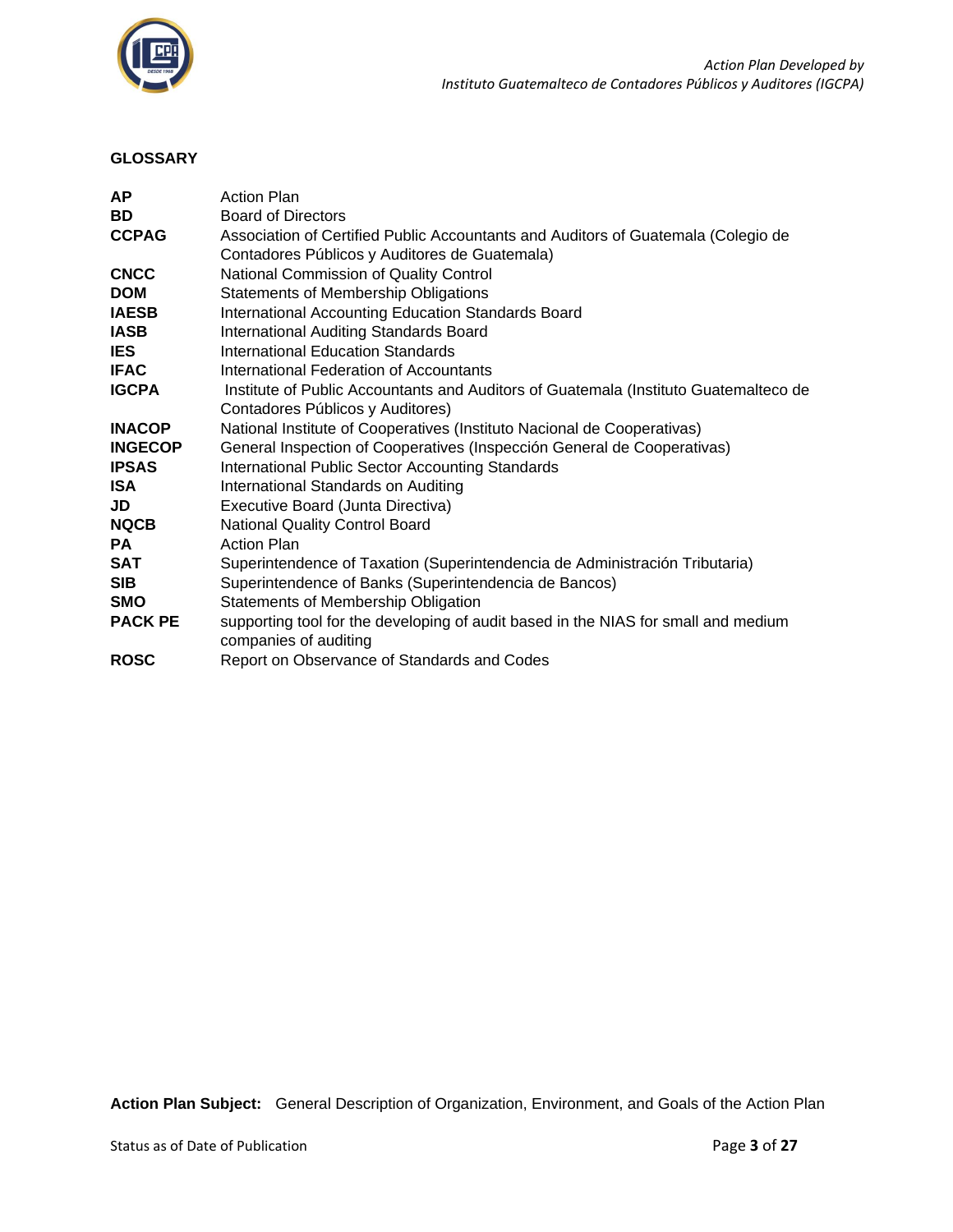## GLOSSARY

| | |
|---|---|
| **AP** | Action Plan |
| **BD** | Board of Directors |
| **CCPAG** | Association of Certified Public Accountants and Auditors of Guatemala (Colegio de Contadores Públicos y Auditores de Guatemala) |
| **CNCC** | National Commission of Quality Control |
| **DOM** | Statements of Membership Obligations |
| **IAESB** | International Accounting Education Standards Board |
| **IASB** | International Auditing Standards Board |
| **IES** | International Education Standards |
| **IFAC** | International Federation of Accountants |
| **IGCPA** | Institute of Public Accountants and Auditors of Guatemala (Instituto Guatemalteco de Contadores Públicos y Auditores) |
| **INACOP** | National Institute of Cooperatives (Instituto Nacional de Cooperativas) |
| **INGECOP** | General Inspection of Cooperatives (Inspección General de Cooperativas) |
| **IPSAS** | International Public Sector Accounting Standards |
| **ISA** | International Standards on Auditing |
| **JD** | Executive Board (Junta Directiva) |
| **NQCB** | National Quality Control Board |
| **PA** | Action Plan |
| **SAT** | Superintendence of Taxation (Superintendencia de Administración Tributaria) |
| **SIB** | Superintendence of Banks (Superintendencia de Bancos) |
| **SMO** | Statements of Membership Obligation |
| **PACK PE** | supporting tool for the developing of audit based in the NIAS for small and medium companies of auditing |
| **ROSC** | Report on Observance of Standards and Codes |

**Action Plan Subject:** General Description of Organization, Environment, and Goals of the Action Plan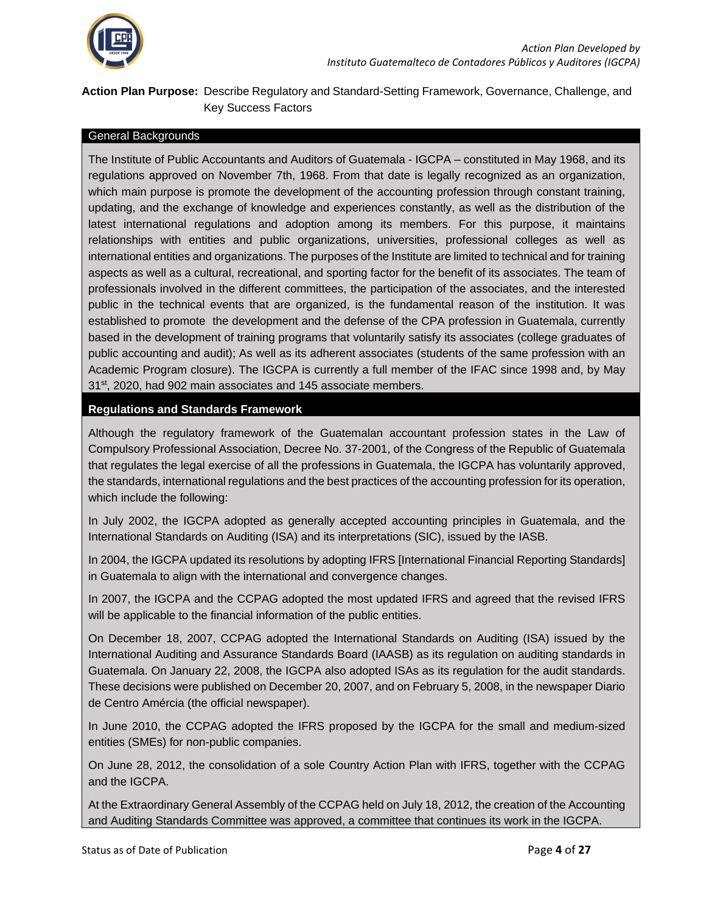**Action Plan Purpose:** Describe Regulatory and Standard-Setting Framework, Governance, Challenge, and Key Success Factors

## General Backgrounds

The Institute of Public Accountants and Auditors of Guatemala - IGCPA – constituted in May 1968, and its regulations approved on November 7th, 1968. From that date is legally recognized as an organization, which main purpose is promote the development of the accounting profession through constant training, updating, and the exchange of knowledge and experiences constantly, as well as the distribution of the latest international regulations and adoption among its members. For this purpose, it maintains relationships with entities and public organizations, universities, professional colleges as well as international entities and organizations. The purposes of the Institute are limited to technical and for training aspects as well as a cultural, recreational, and sporting factor for the benefit of its associates. The team of professionals involved in the different committees, the participation of the associates, and the interested public in the technical events that are organized, is the fundamental reason of the institution. It was established to promote the development and the defense of the CPA profession in Guatemala, currently based in the development of training programs that voluntarily satisfy its associates (college graduates of public accounting and audit); As well as its adherent associates (students of the same profession with an Academic Program closure). The IGCPA is currently a full member of the IFAC since 1998 and, by May 31st, 2020, had 902 main associates and 145 associate members.

## Regulations and Standards Framework

Although the regulatory framework of the Guatemalan accountant profession states in the Law of Compulsory Professional Association, Decree No. 37-2001, of the Congress of the Republic of Guatemala that regulates the legal exercise of all the professions in Guatemala, the IGCPA has voluntarily approved, the standards, international regulations and the best practices of the accounting profession for its operation, which include the following:

In July 2002, the IGCPA adopted as generally accepted accounting principles in Guatemala, and the International Standards on Auditing (ISA) and its interpretations (SIC), issued by the IASB.

In 2004, the IGCPA updated its resolutions by adopting IFRS [International Financial Reporting Standards] in Guatemala to align with the international and convergence changes.

In 2007, the IGCPA and the CCPAG adopted the most updated IFRS and agreed that the revised IFRS will be applicable to the financial information of the public entities.

On December 18, 2007, CCPAG adopted the International Standards on Auditing (ISA) issued by the International Auditing and Assurance Standards Board (IAASB) as its regulation on auditing standards in Guatemala. On January 22, 2008, the IGCPA also adopted ISAs as its regulation for the audit standards. These decisions were published on December 20, 2007, and on February 5, 2008, in the newspaper Diario de Centro Amércia (the official newspaper).

In June 2010, the CCPAG adopted the IFRS proposed by the IGCPA for the small and medium-sized entities (SMEs) for non-public companies.

On June 28, 2012, the consolidation of a sole Country Action Plan with IFRS, together with the CCPAG and the IGCPA.

At the Extraordinary General Assembly of the CCPAG held on July 18, 2012, the creation of the Accounting and Auditing Standards Committee was approved, a committee that continues its work in the IGCPA.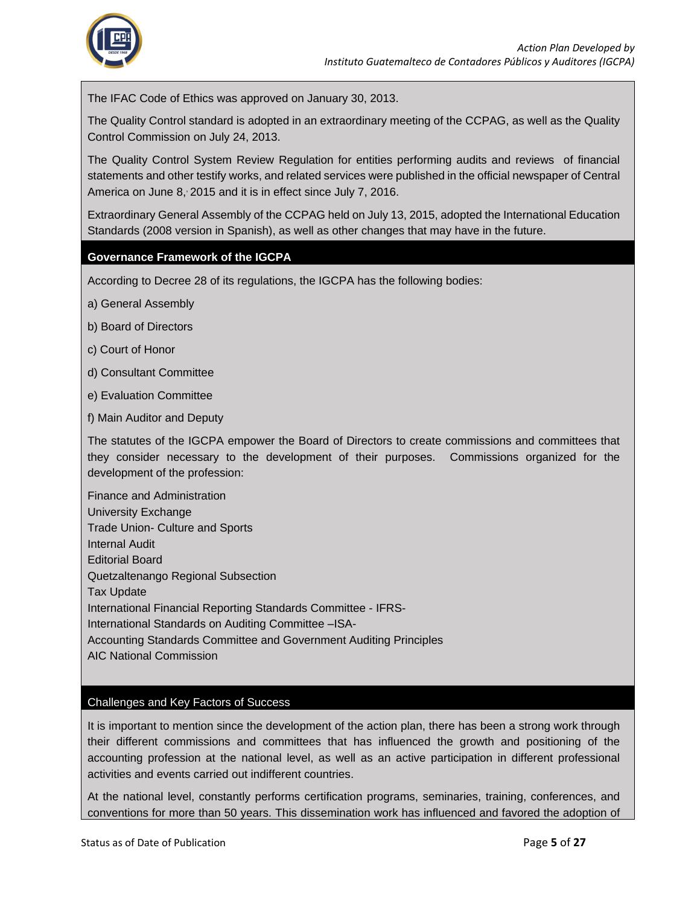The IFAC Code of Ethics was approved on January 30, 2013.

The Quality Control standard is adopted in an extraordinary meeting of the CCPAG, as well as the Quality Control Commission on July 24, 2013.

The Quality Control System Review Regulation for entities performing audits and reviews of financial statements and other testify works, and related services were published in the official newspaper of Central America on June 8, 2015 and it is in effect since July 7, 2016.

Extraordinary General Assembly of the CCPAG held on July 13, 2015, adopted the International Education Standards (2008 version in Spanish), as well as other changes that may have in the future.

## Governance Framework of the IGCPA

According to Decree 28 of its regulations, the IGCPA has the following bodies:

a) General Assembly

b) Board of Directors

c) Court of Honor

d) Consultant Committee

e) Evaluation Committee

f) Main Auditor and Deputy

The statutes of the IGCPA empower the Board of Directors to create commissions and committees that they consider necessary to the development of their purposes. Commissions organized for the development of the profession:

Finance and Administration
University Exchange
Trade Union- Culture and Sports
Internal Audit
Editorial Board
Quetzaltenango Regional Subsection
Tax Update
International Financial Reporting Standards Committee - IFRS-
International Standards on Auditing Committee –ISA-
Accounting Standards Committee and Government Auditing Principles
AIC National Commission

## Challenges and Key Factors of Success

It is important to mention since the development of the action plan, there has been a strong work through their different commissions and committees that has influenced the growth and positioning of the accounting profession at the national level, as well as an active participation in different professional activities and events carried out indifferent countries.

At the national level, constantly performs certification programs, seminaries, training, conferences, and conventions for more than 50 years. This dissemination work has influenced and favored the adoption of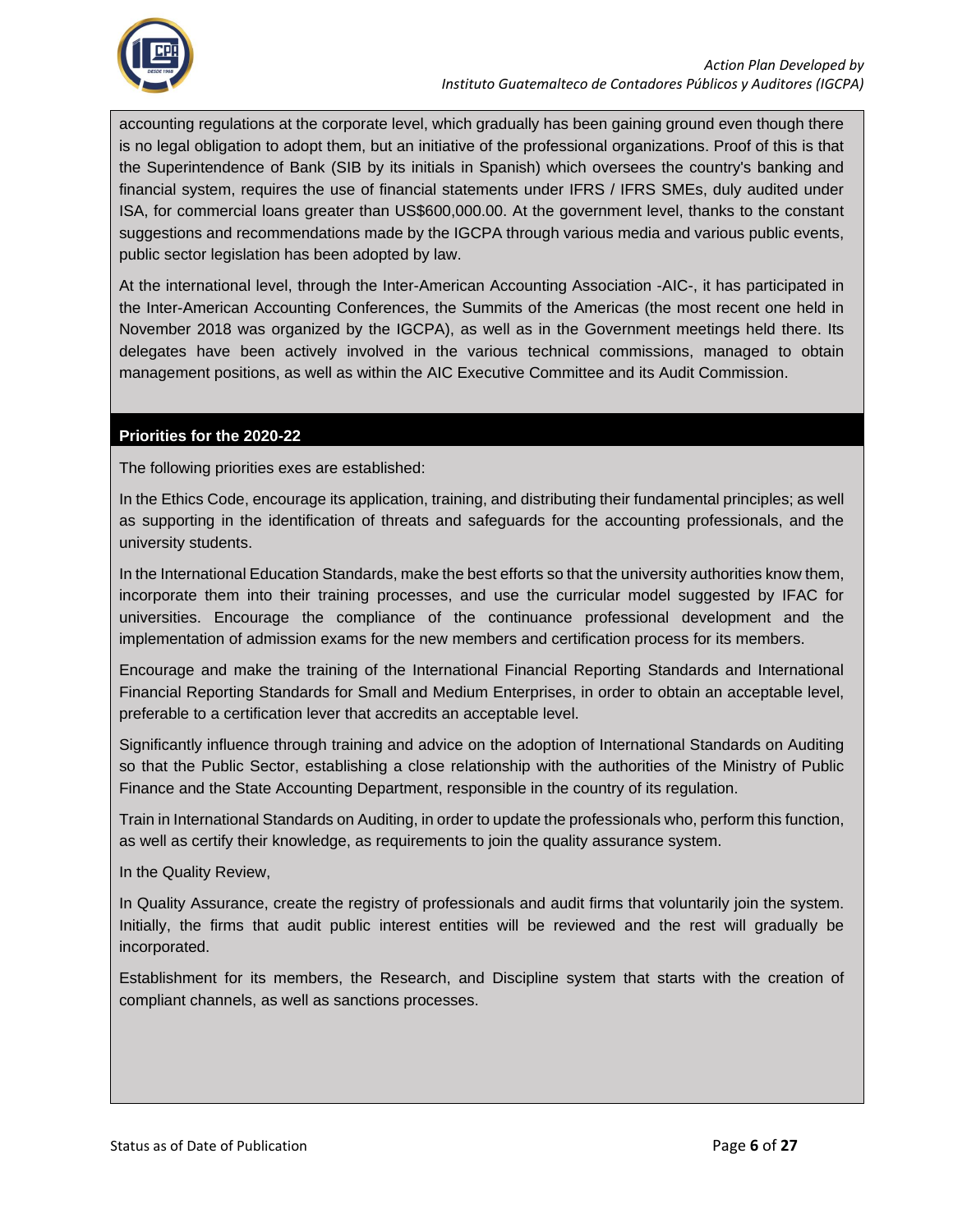accounting regulations at the corporate level, which gradually has been gaining ground even though there is no legal obligation to adopt them, but an initiative of the professional organizations. Proof of this is that the Superintendence of Bank (SIB by its initials in Spanish) which oversees the country's banking and financial system, requires the use of financial statements under IFRS / IFRS SMEs, duly audited under ISA, for commercial loans greater than US$600,000.00. At the government level, thanks to the constant suggestions and recommendations made by the IGCPA through various media and various public events, public sector legislation has been adopted by law.

At the international level, through the Inter-American Accounting Association -AIC-, it has participated in the Inter-American Accounting Conferences, the Summits of the Americas (the most recent one held in November 2018 was organized by the IGCPA), as well as in the Government meetings held there. Its delegates have been actively involved in the various technical commissions, managed to obtain management positions, as well as within the AIC Executive Committee and its Audit Commission.

## Priorities for the 2020-22

The following priorities exes are established:

In the Ethics Code, encourage its application, training, and distributing their fundamental principles; as well as supporting in the identification of threats and safeguards for the accounting professionals, and the university students.

In the International Education Standards, make the best efforts so that the university authorities know them, incorporate them into their training processes, and use the curricular model suggested by IFAC for universities. Encourage the compliance of the continuance professional development and the implementation of admission exams for the new members and certification process for its members.

Encourage and make the training of the International Financial Reporting Standards and International Financial Reporting Standards for Small and Medium Enterprises, in order to obtain an acceptable level, preferable to a certification lever that accredits an acceptable level.

Significantly influence through training and advice on the adoption of International Standards on Auditing so that the Public Sector, establishing a close relationship with the authorities of the Ministry of Public Finance and the State Accounting Department, responsible in the country of its regulation.

Train in International Standards on Auditing, in order to update the professionals who, perform this function, as well as certify their knowledge, as requirements to join the quality assurance system.

In the Quality Review,

In Quality Assurance, create the registry of professionals and audit firms that voluntarily join the system. Initially, the firms that audit public interest entities will be reviewed and the rest will gradually be incorporated.

Establishment for its members, the Research, and Discipline system that starts with the creation of compliant channels, as well as sanctions processes.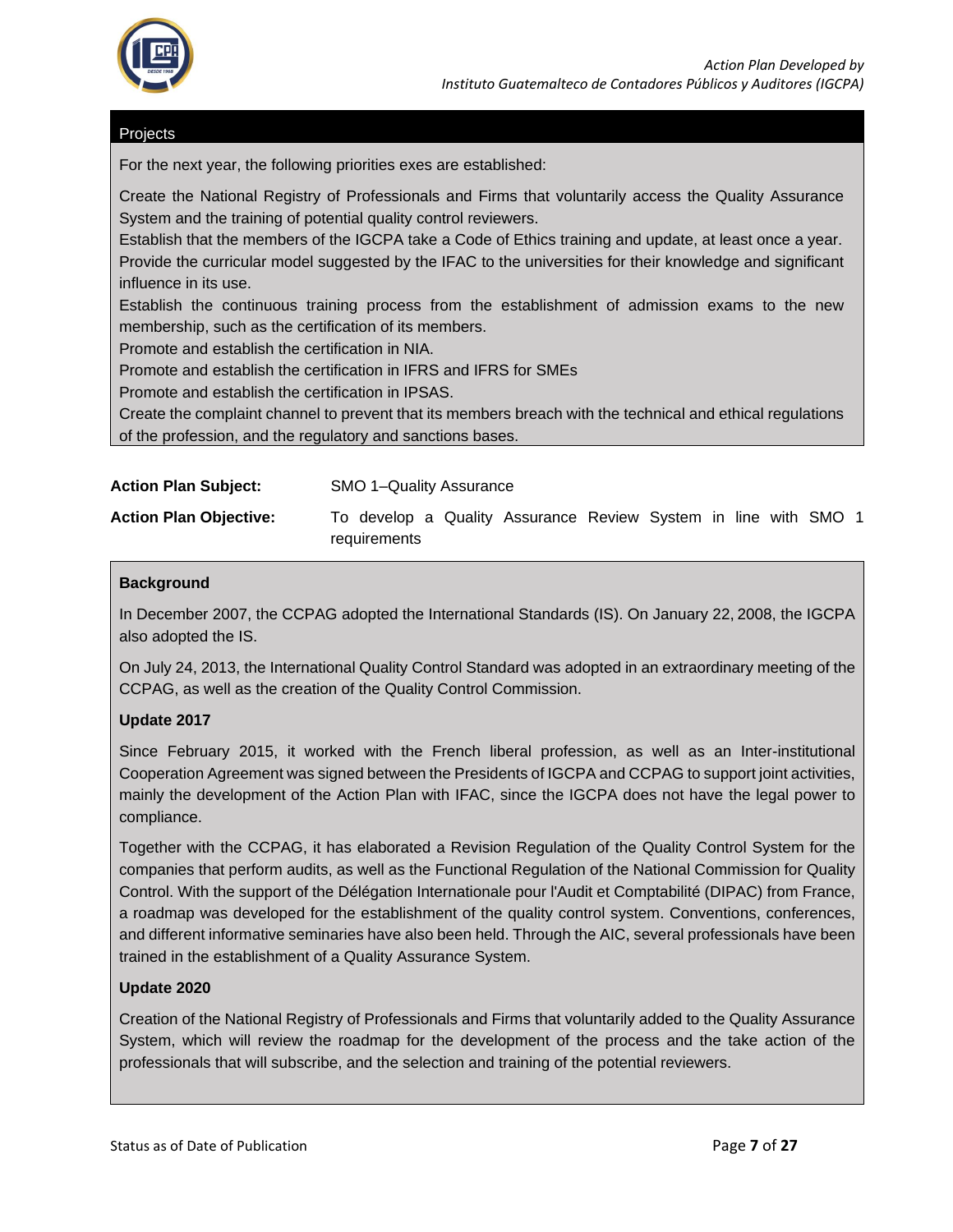## Projects

For the next year, the following priorities exes are established:

Create the National Registry of Professionals and Firms that voluntarily access the Quality Assurance System and the training of potential quality control reviewers.

Establish that the members of the IGCPA take a Code of Ethics training and update, at least once a year.

Provide the curricular model suggested by the IFAC to the universities for their knowledge and significant influence in its use.

Establish the continuous training process from the establishment of admission exams to the new membership, such as the certification of its members.

Promote and establish the certification in NIA.

Promote and establish the certification in IFRS and IFRS for SMEs

Promote and establish the certification in IPSAS.

Create the complaint channel to prevent that its members breach with the technical and ethical regulations of the profession, and the regulatory and sanctions bases.

**Action Plan Subject:** SMO 1–Quality Assurance

**Action Plan Objective:** To develop a Quality Assurance Review System in line with SMO 1 requirements

### Background

In December 2007, the CCPAG adopted the International Standards (IS). On January 22, 2008, the IGCPA also adopted the IS.

On July 24, 2013, the International Quality Control Standard was adopted in an extraordinary meeting of the CCPAG, as well as the creation of the Quality Control Commission.

### Update 2017

Since February 2015, it worked with the French liberal profession, as well as an Inter-institutional Cooperation Agreement was signed between the Presidents of IGCPA and CCPAG to support joint activities, mainly the development of the Action Plan with IFAC, since the IGCPA does not have the legal power to compliance.

Together with the CCPAG, it has elaborated a Revision Regulation of the Quality Control System for the companies that perform audits, as well as the Functional Regulation of the National Commission for Quality Control. With the support of the Délégation Internationale pour l'Audit et Comptabilité (DIPAC) from France, a roadmap was developed for the establishment of the quality control system. Conventions, conferences, and different informative seminaries have also been held. Through the AIC, several professionals have been trained in the establishment of a Quality Assurance System.

### Update 2020

Creation of the National Registry of Professionals and Firms that voluntarily added to the Quality Assurance System, which will review the roadmap for the development of the process and the take action of the professionals that will subscribe, and the selection and training of the potential reviewers.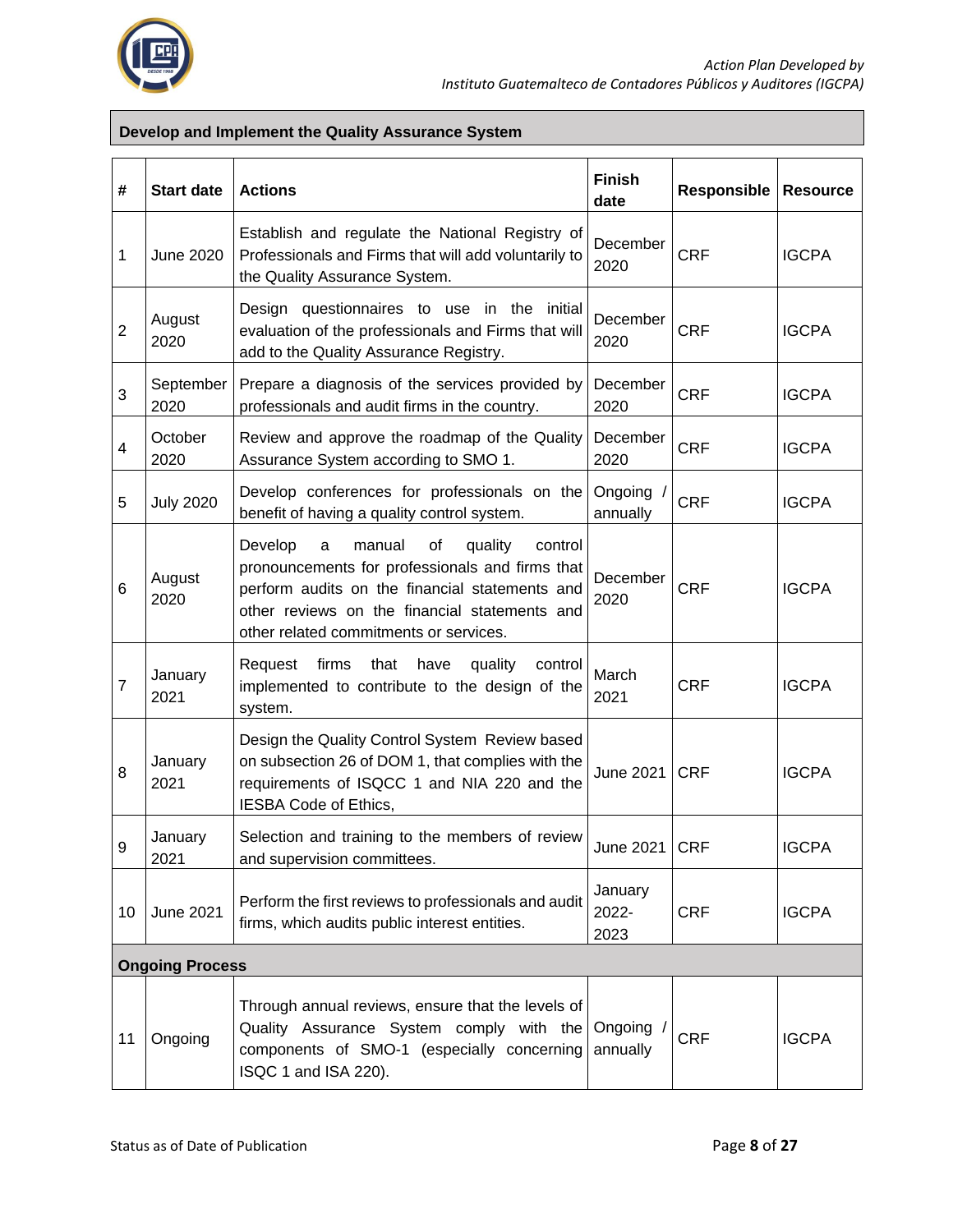## Develop and Implement the Quality Assurance System

| # | Start date | Actions | Finish date | Responsible | Resource |
|---|---|---|---|---|---|
| 1 | June 2020 | Establish and regulate the National Registry of Professionals and Firms that will add voluntarily to the Quality Assurance System. | December 2020 | CRF | IGCPA |
| 2 | August 2020 | Design questionnaires to use in the initial evaluation of the professionals and Firms that will add to the Quality Assurance Registry. | December 2020 | CRF | IGCPA |
| 3 | September 2020 | Prepare a diagnosis of the services provided by professionals and audit firms in the country. | December 2020 | CRF | IGCPA |
| 4 | October 2020 | Review and approve the roadmap of the Quality Assurance System according to SMO 1. | December 2020 | CRF | IGCPA |
| 5 | July 2020 | Develop conferences for professionals on the benefit of having a quality control system. | Ongoing / annually | CRF | IGCPA |
| 6 | August 2020 | Develop a manual of quality control pronouncements for professionals and firms that perform audits on the financial statements and other reviews on the financial statements and other related commitments or services. | December 2020 | CRF | IGCPA |
| 7 | January 2021 | Request firms that have quality control implemented to contribute to the design of the system. | March 2021 | CRF | IGCPA |
| 8 | January 2021 | Design the Quality Control System Review based on subsection 26 of DOM 1, that complies with the requirements of ISQCC 1 and NIA 220 and the IESBA Code of Ethics, | June 2021 | CRF | IGCPA |
| 9 | January 2021 | Selection and training to the members of review and supervision committees. | June 2021 | CRF | IGCPA |
| 10 | June 2021 | Perform the first reviews to professionals and audit firms, which audits public interest entities. | January 2022-2023 | CRF | IGCPA |
| **Ongoing Process** | | | | | |
| 11 | Ongoing | Through annual reviews, ensure that the levels of Quality Assurance System comply with the components of SMO-1 (especially concerning ISQC 1 and ISA 220). | Ongoing / annually | CRF | IGCPA |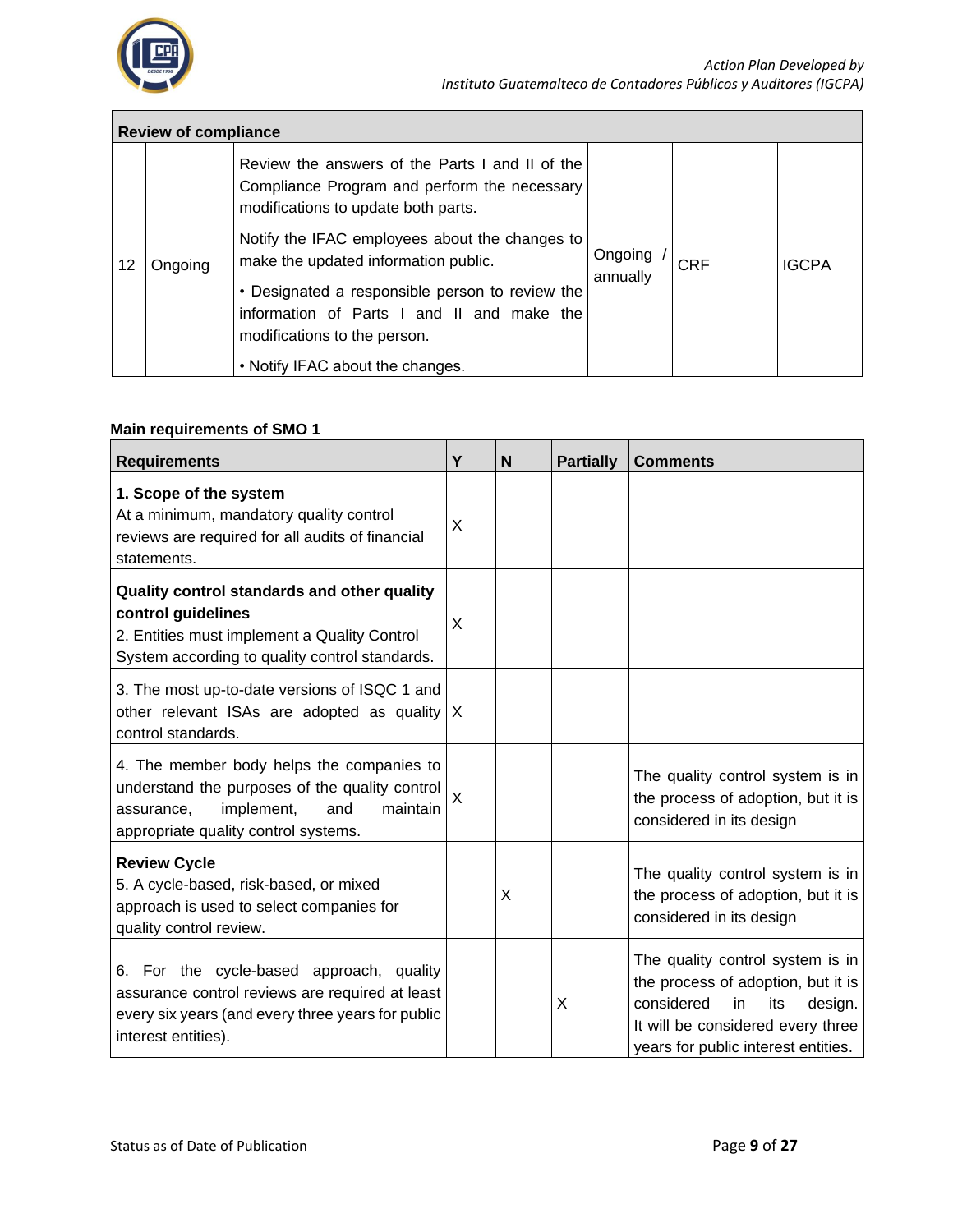| Review of compliance | | | | | |
|---|---|---|---|---|---|
| 12 | Ongoing | Review the answers of the Parts I and II of the Compliance Program and perform the necessary modifications to update both parts.<br><br>Notify the IFAC employees about the changes to make the updated information public.<br><br>• Designated a responsible person to review the information of Parts I and II and make the modifications to the person.<br><br>• Notify IFAC about the changes. | Ongoing / annually | CRF | IGCPA |

**Main requirements of SMO 1**

| Requirements | Y | N | Partially | Comments |
|---|---|---|---|---|
| **1. Scope of the system**<br>At a minimum, mandatory quality control reviews are required for all audits of financial statements. | X | | | |
| **Quality control standards and other quality control guidelines**<br>2. Entities must implement a Quality Control System according to quality control standards. | X | | | |
| 3. The most up-to-date versions of ISQC 1 and other relevant ISAs are adopted as quality control standards. | X | | | |
| 4. The member body helps the companies to understand the purposes of the quality control assurance, implement, and maintain appropriate quality control systems. | X | | | The quality control system is in the process of adoption, but it is considered in its design |
| **Review Cycle**<br>5. A cycle-based, risk-based, or mixed approach is used to select companies for quality control review. | | X | | The quality control system is in the process of adoption, but it is considered in its design |
| 6. For the cycle-based approach, quality assurance control reviews are required at least every six years (and every three years for public interest entities). | | | X | The quality control system is in the process of adoption, but it is considered in its design. It will be considered every three years for public interest entities. |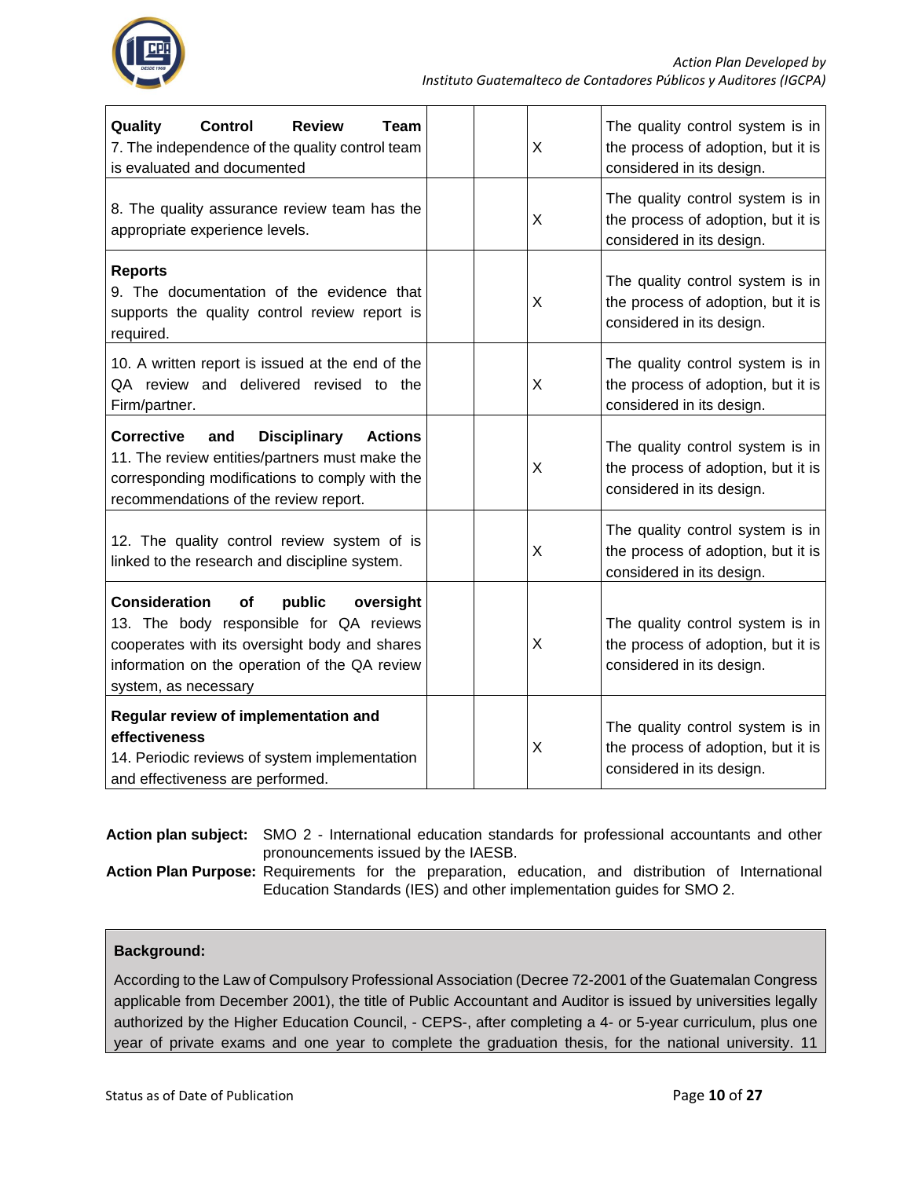| | | | | |
|---|---|---|---|---|
| **Quality Control Review Team** 7. The independence of the quality control team is evaluated and documented | | | X | The quality control system is in the process of adoption, but it is considered in its design. |
| 8. The quality assurance review team has the appropriate experience levels. | | | X | The quality control system is in the process of adoption, but it is considered in its design. |
| **Reports** 9. The documentation of the evidence that supports the quality control review report is required. | | | X | The quality control system is in the process of adoption, but it is considered in its design. |
| 10. A written report is issued at the end of the QA review and delivered revised to the Firm/partner. | | | X | The quality control system is in the process of adoption, but it is considered in its design. |
| **Corrective and Disciplinary Actions** 11. The review entities/partners must make the corresponding modifications to comply with the recommendations of the review report. | | | X | The quality control system is in the process of adoption, but it is considered in its design. |
| 12. The quality control review system of is linked to the research and discipline system. | | | X | The quality control system is in the process of adoption, but it is considered in its design. |
| **Consideration of public oversight** 13. The body responsible for QA reviews cooperates with its oversight body and shares information on the operation of the QA review system, as necessary | | | X | The quality control system is in the process of adoption, but it is considered in its design. |
| **Regular review of implementation and effectiveness** 14. Periodic reviews of system implementation and effectiveness are performed. | | | X | The quality control system is in the process of adoption, but it is considered in its design. |

**Action plan subject:** SMO 2 - International education standards for professional accountants and other pronouncements issued by the IAESB.

**Action Plan Purpose:** Requirements for the preparation, education, and distribution of International Education Standards (IES) and other implementation guides for SMO 2.

**Background:**

According to the Law of Compulsory Professional Association (Decree 72-2001 of the Guatemalan Congress applicable from December 2001), the title of Public Accountant and Auditor is issued by universities legally authorized by the Higher Education Council, - CEPS-, after completing a 4- or 5-year curriculum, plus one year of private exams and one year to complete the graduation thesis, for the national university. 11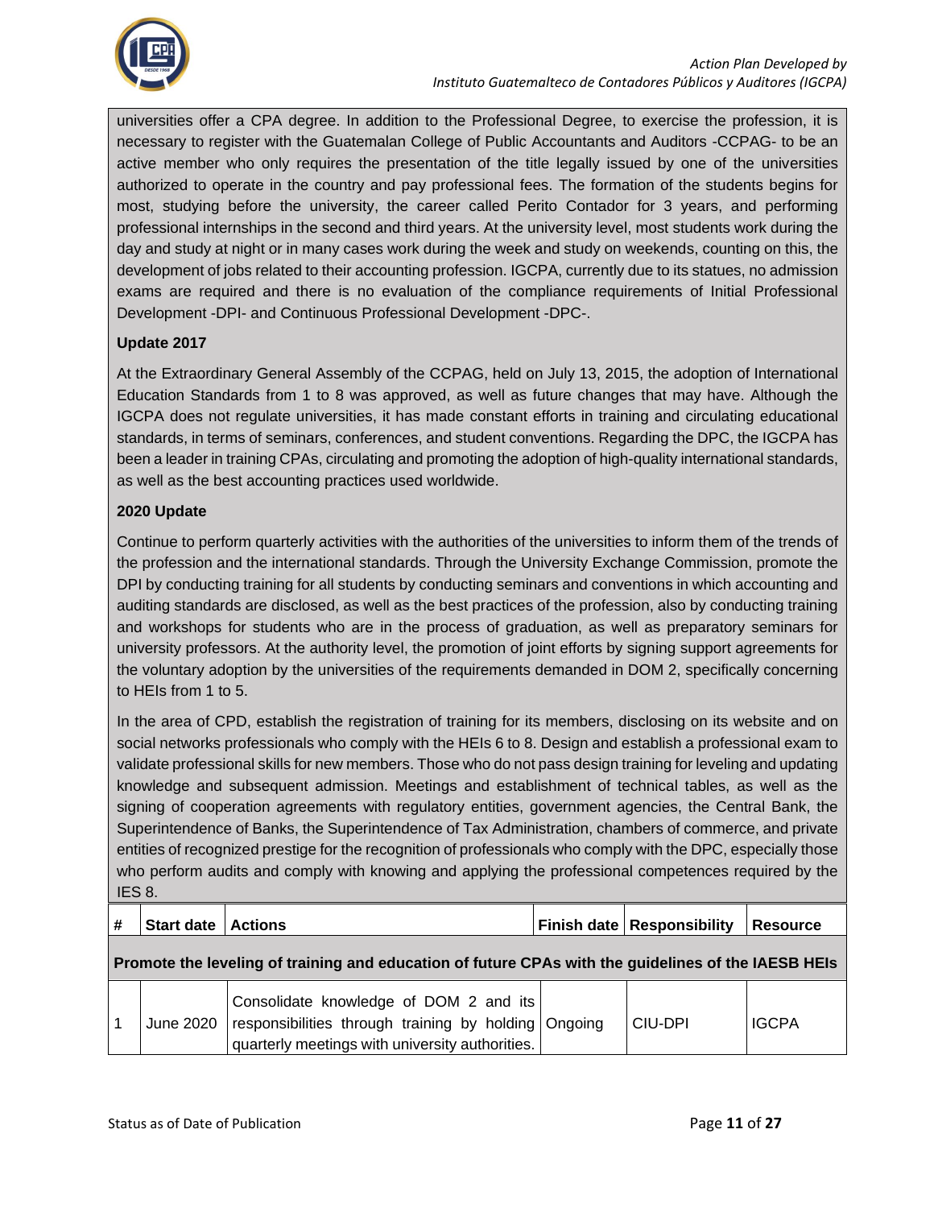universities offer a CPA degree. In addition to the Professional Degree, to exercise the profession, it is necessary to register with the Guatemalan College of Public Accountants and Auditors -CCPAG- to be an active member who only requires the presentation of the title legally issued by one of the universities authorized to operate in the country and pay professional fees. The formation of the students begins for most, studying before the university, the career called Perito Contador for 3 years, and performing professional internships in the second and third years. At the university level, most students work during the day and study at night or in many cases work during the week and study on weekends, counting on this, the development of jobs related to their accounting profession. IGCPA, currently due to its statues, no admission exams are required and there is no evaluation of the compliance requirements of Initial Professional Development -DPI- and Continuous Professional Development -DPC-.

**Update 2017**

At the Extraordinary General Assembly of the CCPAG, held on July 13, 2015, the adoption of International Education Standards from 1 to 8 was approved, as well as future changes that may have. Although the IGCPA does not regulate universities, it has made constant efforts in training and circulating educational standards, in terms of seminars, conferences, and student conventions. Regarding the DPC, the IGCPA has been a leader in training CPAs, circulating and promoting the adoption of high-quality international standards, as well as the best accounting practices used worldwide.

**2020 Update**

Continue to perform quarterly activities with the authorities of the universities to inform them of the trends of the profession and the international standards. Through the University Exchange Commission, promote the DPI by conducting training for all students by conducting seminars and conventions in which accounting and auditing standards are disclosed, as well as the best practices of the profession, also by conducting training and workshops for students who are in the process of graduation, as well as preparatory seminars for university professors. At the authority level, the promotion of joint efforts by signing support agreements for the voluntary adoption by the universities of the requirements demanded in DOM 2, specifically concerning to HEIs from 1 to 5.

In the area of CPD, establish the registration of training for its members, disclosing on its website and on social networks professionals who comply with the HEIs 6 to 8. Design and establish a professional exam to validate professional skills for new members. Those who do not pass design training for leveling and updating knowledge and subsequent admission. Meetings and establishment of technical tables, as well as the signing of cooperation agreements with regulatory entities, government agencies, the Central Bank, the Superintendence of Banks, the Superintendence of Tax Administration, chambers of commerce, and private entities of recognized prestige for the recognition of professionals who comply with the DPC, especially those who perform audits and comply with knowing and applying the professional competences required by the IES 8.

| # | Start date | Actions | Finish date | Responsibility | Resource |
|---|---|---|---|---|---|
| **Promote the leveling of training and education of future CPAs with the guidelines of the IAESB HEIs** | | | | | |
| 1 | June 2020 | Consolidate knowledge of DOM 2 and its responsibilities through training by holding quarterly meetings with university authorities. | Ongoing | CIU-DPI | IGCPA |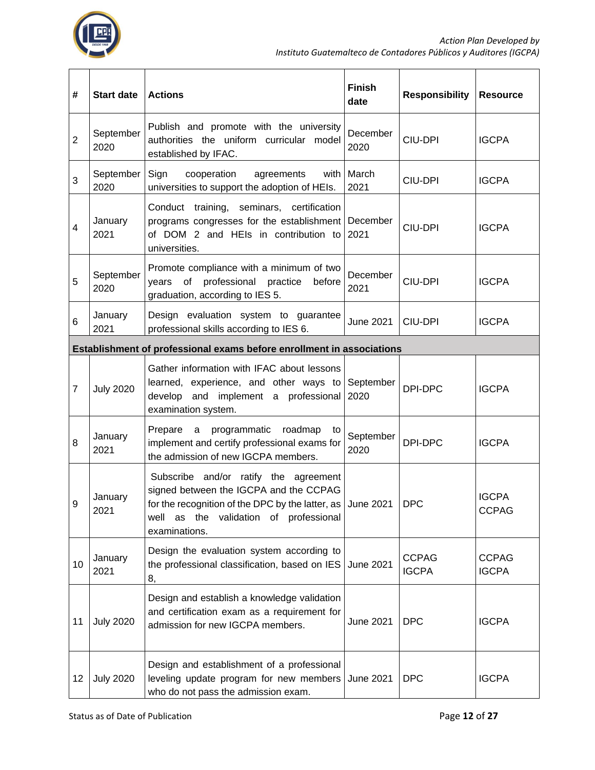| # | Start date | Actions | Finish date | Responsibility | Resource |
|---|---|---|---|---|---|
| 2 | September 2020 | Publish and promote with the university authorities the uniform curricular model established by IFAC. | December 2020 | CIU-DPI | IGCPA |
| 3 | September 2020 | Sign cooperation agreements with universities to support the adoption of HEIs. | March 2021 | CIU-DPI | IGCPA |
| 4 | January 2021 | Conduct training, seminars, certification programs congresses for the establishment of DOM 2 and HEIs in contribution to universities. | December 2021 | CIU-DPI | IGCPA |
| 5 | September 2020 | Promote compliance with a minimum of two years of professional practice before graduation, according to IES 5. | December 2021 | CIU-DPI | IGCPA |
| 6 | January 2021 | Design evaluation system to guarantee professional skills according to IES 6. | June 2021 | CIU-DPI | IGCPA |
| **Establishment of professional exams before enrollment in associations** | | | | | |
| 7 | July 2020 | Gather information with IFAC about lessons learned, experience, and other ways to develop and implement a professional examination system. | September 2020 | DPI-DPC | IGCPA |
| 8 | January 2021 | Prepare a programmatic roadmap to implement and certify professional exams for the admission of new IGCPA members. | September 2020 | DPI-DPC | IGCPA |
| 9 | January 2021 | Subscribe and/or ratify the agreement signed between the IGCPA and the CCPAG for the recognition of the DPC by the latter, as well as the validation of professional examinations. | June 2021 | DPC | IGCPA CCPAG |
| 10 | January 2021 | Design the evaluation system according to the professional classification, based on IES 8, | June 2021 | CCPAG IGCPA | CCPAG IGCPA |
| 11 | July 2020 | Design and establish a knowledge validation and certification exam as a requirement for admission for new IGCPA members. | June 2021 | DPC | IGCPA |
| 12 | July 2020 | Design and establishment of a professional leveling update program for new members who do not pass the admission exam. | June 2021 | DPC | IGCPA |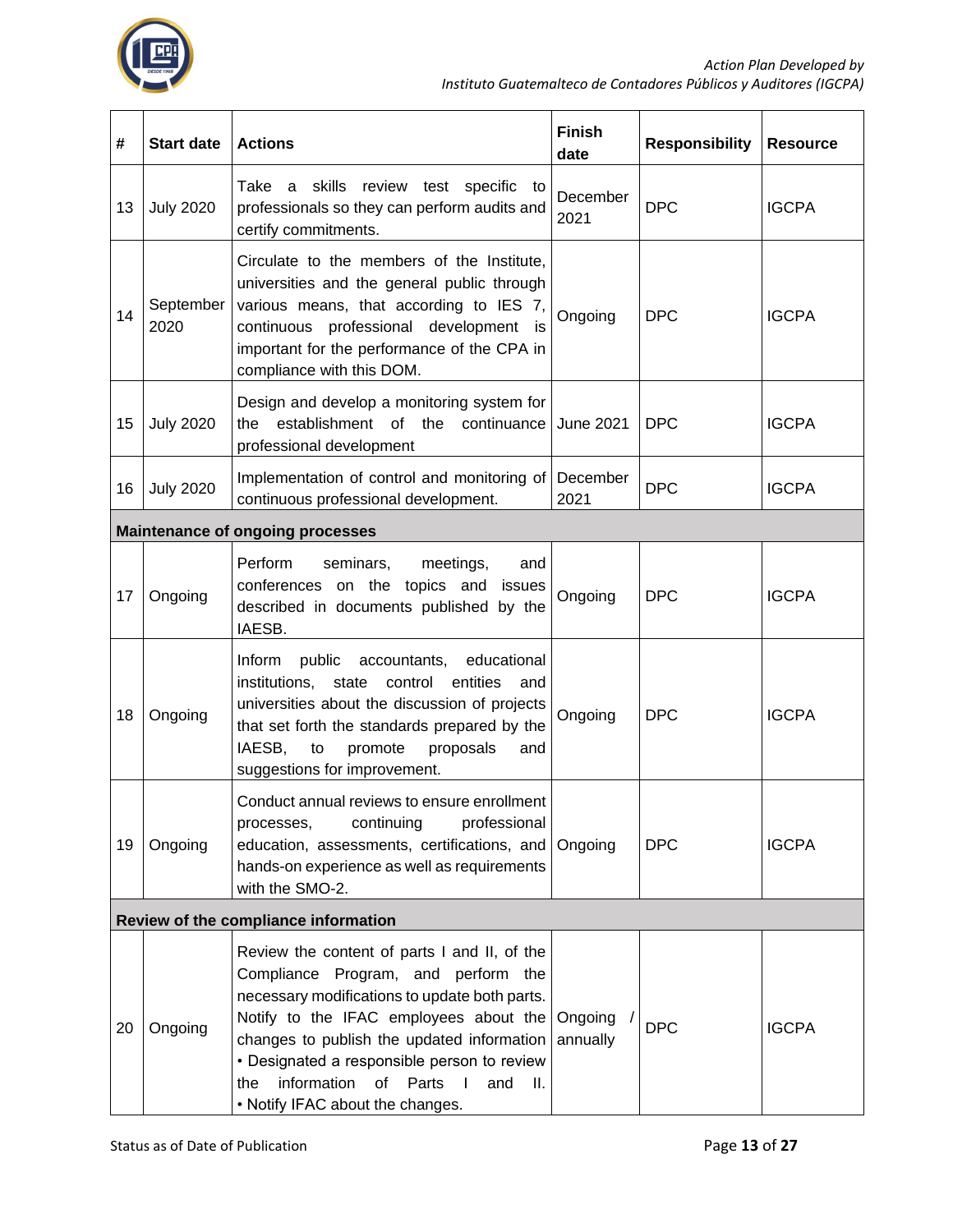| # | Start date | Actions | Finish date | Responsibility | Resource |
|---|---|---|---|---|---|
| 13 | July 2020 | Take a skills review test specific to professionals so they can perform audits and certify commitments. | December 2021 | DPC | IGCPA |
| 14 | September 2020 | Circulate to the members of the Institute, universities and the general public through various means, that according to IES 7, continuous professional development is important for the performance of the CPA in compliance with this DOM. | Ongoing | DPC | IGCPA |
| 15 | July 2020 | Design and develop a monitoring system for the establishment of the continuance professional development | June 2021 | DPC | IGCPA |
| 16 | July 2020 | Implementation of control and monitoring of continuous professional development. | December 2021 | DPC | IGCPA |
| **Maintenance of ongoing processes** | | | | | |
| 17 | Ongoing | Perform seminars, meetings, and conferences on the topics and issues described in documents published by the IAESB. | Ongoing | DPC | IGCPA |
| 18 | Ongoing | Inform public accountants, educational institutions, state control entities and universities about the discussion of projects that set forth the standards prepared by the IAESB, to promote proposals and suggestions for improvement. | Ongoing | DPC | IGCPA |
| 19 | Ongoing | Conduct annual reviews to ensure enrollment processes, continuing professional education, assessments, certifications, and hands-on experience as well as requirements with the SMO-2. | Ongoing | DPC | IGCPA |
| **Review of the compliance information** | | | | | |
| 20 | Ongoing | Review the content of parts I and II, of the Compliance Program, and perform the necessary modifications to update both parts. Notify to the IFAC employees about the changes to publish the updated information • Designated a responsible person to review the information of Parts I and II. • Notify IFAC about the changes. | Ongoing / annually | DPC | IGCPA |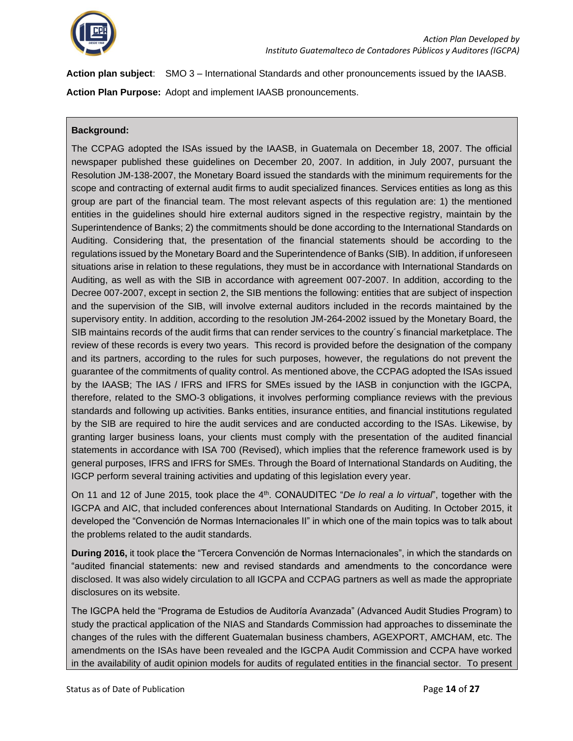**Action plan subject**: SMO 3 – International Standards and other pronouncements issued by the IAASB.

**Action Plan Purpose:** Adopt and implement IAASB pronouncements.

**Background:**

The CCPAG adopted the ISAs issued by the IAASB, in Guatemala on December 18, 2007. The official newspaper published these guidelines on December 20, 2007. In addition, in July 2007, pursuant the Resolution JM-138-2007, the Monetary Board issued the standards with the minimum requirements for the scope and contracting of external audit firms to audit specialized finances. Services entities as long as this group are part of the financial team. The most relevant aspects of this regulation are: 1) the mentioned entities in the guidelines should hire external auditors signed in the respective registry, maintain by the Superintendence of Banks; 2) the commitments should be done according to the International Standards on Auditing. Considering that, the presentation of the financial statements should be according to the regulations issued by the Monetary Board and the Superintendence of Banks (SIB). In addition, if unforeseen situations arise in relation to these regulations, they must be in accordance with International Standards on Auditing, as well as with the SIB in accordance with agreement 007-2007. In addition, according to the Decree 007-2007, except in section 2, the SIB mentions the following: entities that are subject of inspection and the supervision of the SIB, will involve external auditors included in the records maintained by the supervisory entity. In addition, according to the resolution JM-264-2002 issued by the Monetary Board, the SIB maintains records of the audit firms that can render services to the country´s financial marketplace. The review of these records is every two years. This record is provided before the designation of the company and its partners, according to the rules for such purposes, however, the regulations do not prevent the guarantee of the commitments of quality control. As mentioned above, the CCPAG adopted the ISAs issued by the IAASB; The IAS / IFRS and IFRS for SMEs issued by the IASB in conjunction with the IGCPA, therefore, related to the SMO-3 obligations, it involves performing compliance reviews with the previous standards and following up activities. Banks entities, insurance entities, and financial institutions regulated by the SIB are required to hire the audit services and are conducted according to the ISAs. Likewise, by granting larger business loans, your clients must comply with the presentation of the audited financial statements in accordance with ISA 700 (Revised), which implies that the reference framework used is by general purposes, IFRS and IFRS for SMEs. Through the Board of International Standards on Auditing, the IGCP perform several training activities and updating of this legislation every year.

On 11 and 12 of June 2015, took place the 4th. CONAUDITEC "*De lo real a lo virtual*", together with the IGCPA and AIC, that included conferences about International Standards on Auditing. In October 2015, it developed the "Convención de Normas Internacionales II" in which one of the main topics was to talk about the problems related to the audit standards.

**During 2016,** it took place **t**he "Tercera Convención de Normas Internacionales", in which the standards on "audited financial statements: new and revised standards and amendments to the concordance were disclosed. It was also widely circulation to all IGCPA and CCPAG partners as well as made the appropriate disclosures on its website.

The IGCPA held the "Programa de Estudios de Auditoría Avanzada" (Advanced Audit Studies Program) to study the practical application of the NIAS and Standards Commission had approaches to disseminate the changes of the rules with the different Guatemalan business chambers, AGEXPORT, AMCHAM, etc. The amendments on the ISAs have been revealed and the IGCPA Audit Commission and CCPA have worked in the availability of audit opinion models for audits of regulated entities in the financial sector. To present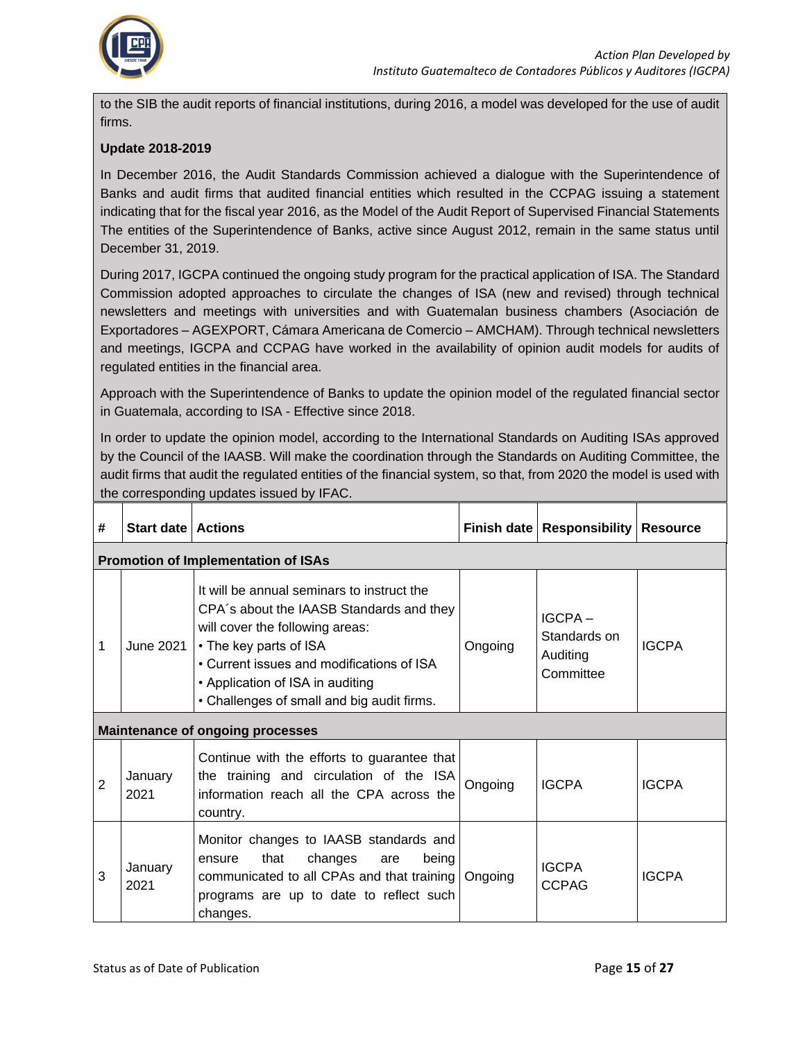to the SIB the audit reports of financial institutions, during 2016, a model was developed for the use of audit firms.

**Update 2018-2019**

In December 2016, the Audit Standards Commission achieved a dialogue with the Superintendence of Banks and audit firms that audited financial entities which resulted in the CCPAG issuing a statement indicating that for the fiscal year 2016, as the Model of the Audit Report of Supervised Financial Statements The entities of the Superintendence of Banks, active since August 2012, remain in the same status until December 31, 2019.

During 2017, IGCPA continued the ongoing study program for the practical application of ISA. The Standard Commission adopted approaches to circulate the changes of ISA (new and revised) through technical newsletters and meetings with universities and with Guatemalan business chambers (Asociación de Exportadores – AGEXPORT, Cámara Americana de Comercio – AMCHAM). Through technical newsletters and meetings, IGCPA and CCPAG have worked in the availability of opinion audit models for audits of regulated entities in the financial area.

Approach with the Superintendence of Banks to update the opinion model of the regulated financial sector in Guatemala, according to ISA - Effective since 2018.

In order to update the opinion model, according to the International Standards on Auditing ISAs approved by the Council of the IAASB. Will make the coordination through the Standards on Auditing Committee, the audit firms that audit the regulated entities of the financial system, so that, from 2020 the model is used with the corresponding updates issued by IFAC.

| # | Start date | Actions | Finish date | Responsibility | Resource |
|---|---|---|---|---|---|
| **Promotion of Implementation of ISAs** | | | | | |
| 1 | June 2021 | It will be annual seminars to instruct the CPA´s about the IAASB Standards and they will cover the following areas:<br>• The key parts of ISA<br>• Current issues and modifications of ISA<br>• Application of ISA in auditing<br>• Challenges of small and big audit firms. | Ongoing | IGCPA – Standards on Auditing Committee | IGCPA |
| **Maintenance of ongoing processes** | | | | | |
| 2 | January 2021 | Continue with the efforts to guarantee that the training and circulation of the ISA information reach all the CPA across the country. | Ongoing | IGCPA | IGCPA |
| 3 | January 2021 | Monitor changes to IAASB standards and ensure that changes are being communicated to all CPAs and that training programs are up to date to reflect such changes. | Ongoing | IGCPA<br>CCPAG | IGCPA |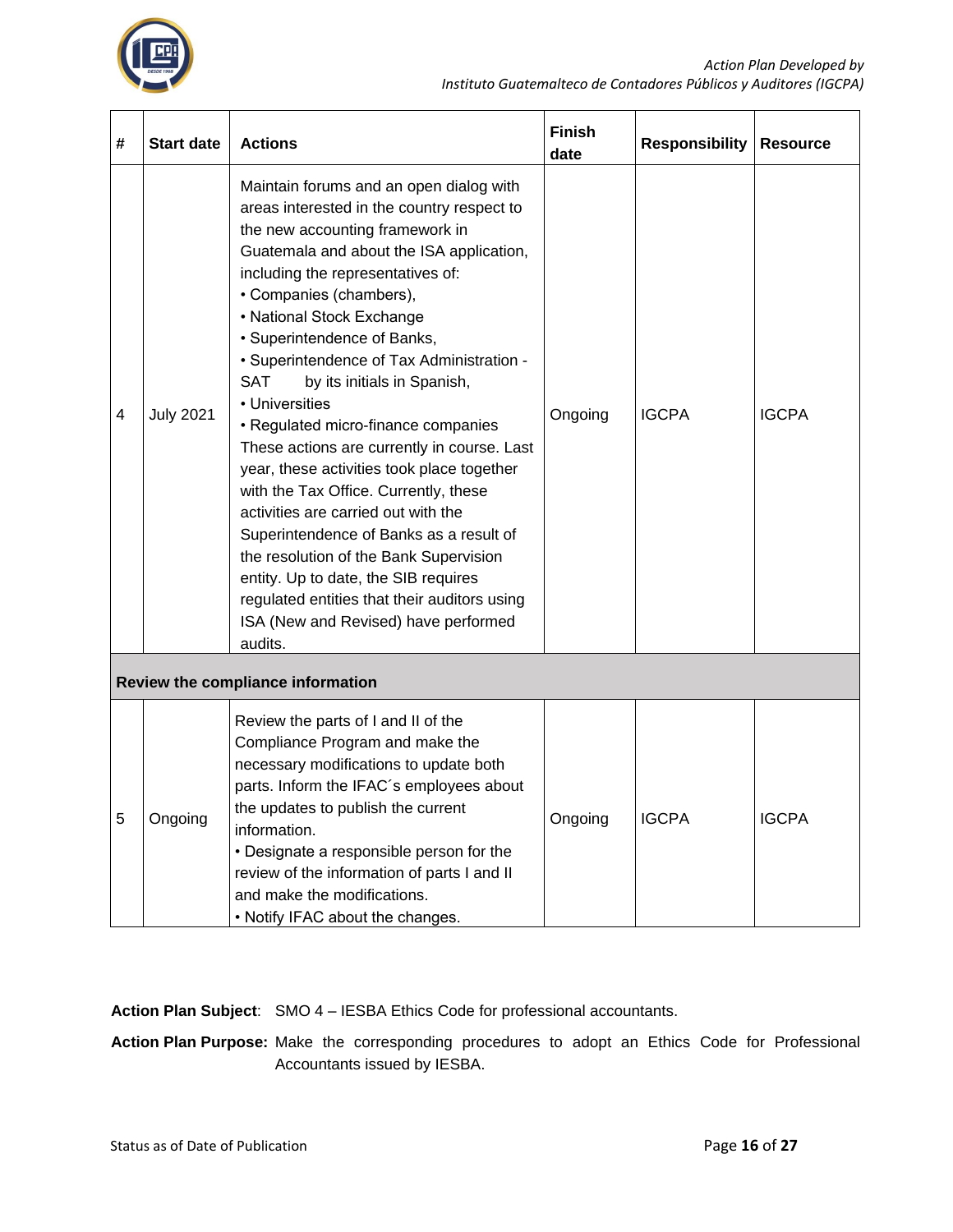| # | Start date | Actions | Finish date | Responsibility | Resource |
|---|---|---|---|---|---|
| 4 | July 2021 | Maintain forums and an open dialog with areas interested in the country respect to the new accounting framework in Guatemala and about the ISA application, including the representatives of:<br>• Companies (chambers),<br>• National Stock Exchange<br>• Superintendence of Banks,<br>• Superintendence of Tax Administration - SAT by its initials in Spanish,<br>• Universities<br>• Regulated micro-finance companies<br>These actions are currently in course. Last year, these activities took place together with the Tax Office. Currently, these activities are carried out with the Superintendence of Banks as a result of the resolution of the Bank Supervision entity. Up to date, the SIB requires regulated entities that their auditors using ISA (New and Revised) have performed audits. | Ongoing | IGCPA | IGCPA |
| **Review the compliance information** | | | | | |
| 5 | Ongoing | Review the parts of I and II of the Compliance Program and make the necessary modifications to update both parts. Inform the IFAC´s employees about the updates to publish the current information.<br>• Designate a responsible person for the review of the information of parts I and II and make the modifications.<br>• Notify IFAC about the changes. | Ongoing | IGCPA | IGCPA |

**Action Plan Subject**: SMO 4 – IESBA Ethics Code for professional accountants.

**Action Plan Purpose:** Make the corresponding procedures to adopt an Ethics Code for Professional Accountants issued by IESBA.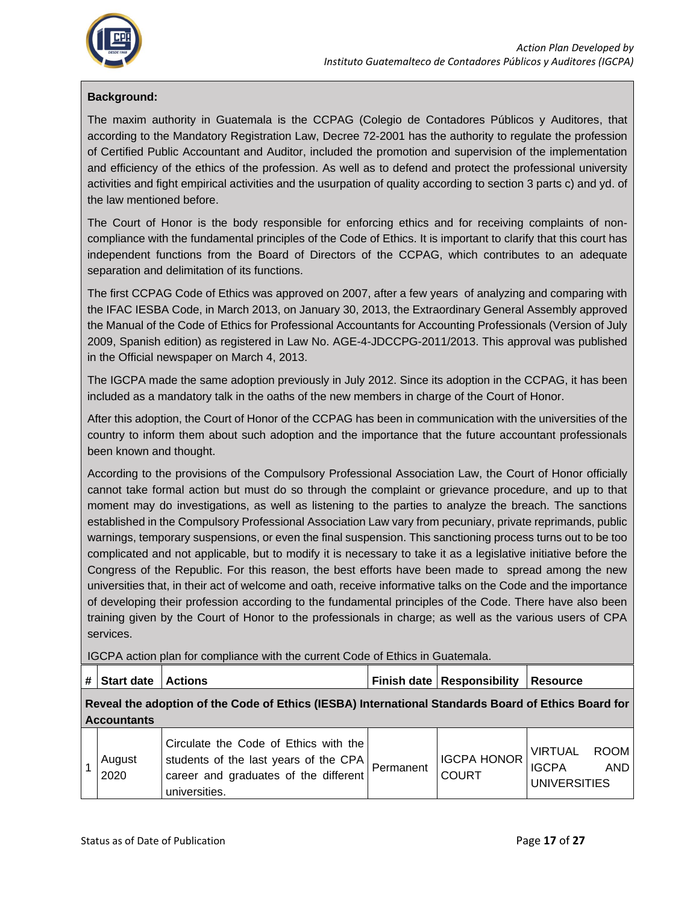**Background:**

The maxim authority in Guatemala is the CCPAG (Colegio de Contadores Públicos y Auditores, that according to the Mandatory Registration Law, Decree 72-2001 has the authority to regulate the profession of Certified Public Accountant and Auditor, included the promotion and supervision of the implementation and efficiency of the ethics of the profession. As well as to defend and protect the professional university activities and fight empirical activities and the usurpation of quality according to section 3 parts c) and yd. of the law mentioned before.

The Court of Honor is the body responsible for enforcing ethics and for receiving complaints of non-compliance with the fundamental principles of the Code of Ethics. It is important to clarify that this court has independent functions from the Board of Directors of the CCPAG, which contributes to an adequate separation and delimitation of its functions.

The first CCPAG Code of Ethics was approved on 2007, after a few years of analyzing and comparing with the IFAC IESBA Code, in March 2013, on January 30, 2013, the Extraordinary General Assembly approved the Manual of the Code of Ethics for Professional Accountants for Accounting Professionals (Version of July 2009, Spanish edition) as registered in Law No. AGE-4-JDCCPG-2011/2013. This approval was published in the Official newspaper on March 4, 2013.

The IGCPA made the same adoption previously in July 2012. Since its adoption in the CCPAG, it has been included as a mandatory talk in the oaths of the new members in charge of the Court of Honor.

After this adoption, the Court of Honor of the CCPAG has been in communication with the universities of the country to inform them about such adoption and the importance that the future accountant professionals been known and thought.

According to the provisions of the Compulsory Professional Association Law, the Court of Honor officially cannot take formal action but must do so through the complaint or grievance procedure, and up to that moment may do investigations, as well as listening to the parties to analyze the breach. The sanctions established in the Compulsory Professional Association Law vary from pecuniary, private reprimands, public warnings, temporary suspensions, or even the final suspension. This sanctioning process turns out to be too complicated and not applicable, but to modify it is necessary to take it as a legislative initiative before the Congress of the Republic. For this reason, the best efforts have been made to spread among the new universities that, in their act of welcome and oath, receive informative talks on the Code and the importance of developing their profession according to the fundamental principles of the Code. There have also been training given by the Court of Honor to the professionals in charge; as well as the various users of CPA services.

IGCPA action plan for compliance with the current Code of Ethics in Guatemala.

| # | Start date | Actions | Finish date | Responsibility | Resource |
|---|---|---|---|---|---|
| **Reveal the adoption of the Code of Ethics (IESBA) International Standards Board of Ethics Board for Accountants** | | | | | |
| 1 | August 2020 | Circulate the Code of Ethics with the students of the last years of the CPA career and graduates of the different universities. | Permanent | IGCPA HONOR COURT | VIRTUAL ROOM IGCPA AND UNIVERSITIES |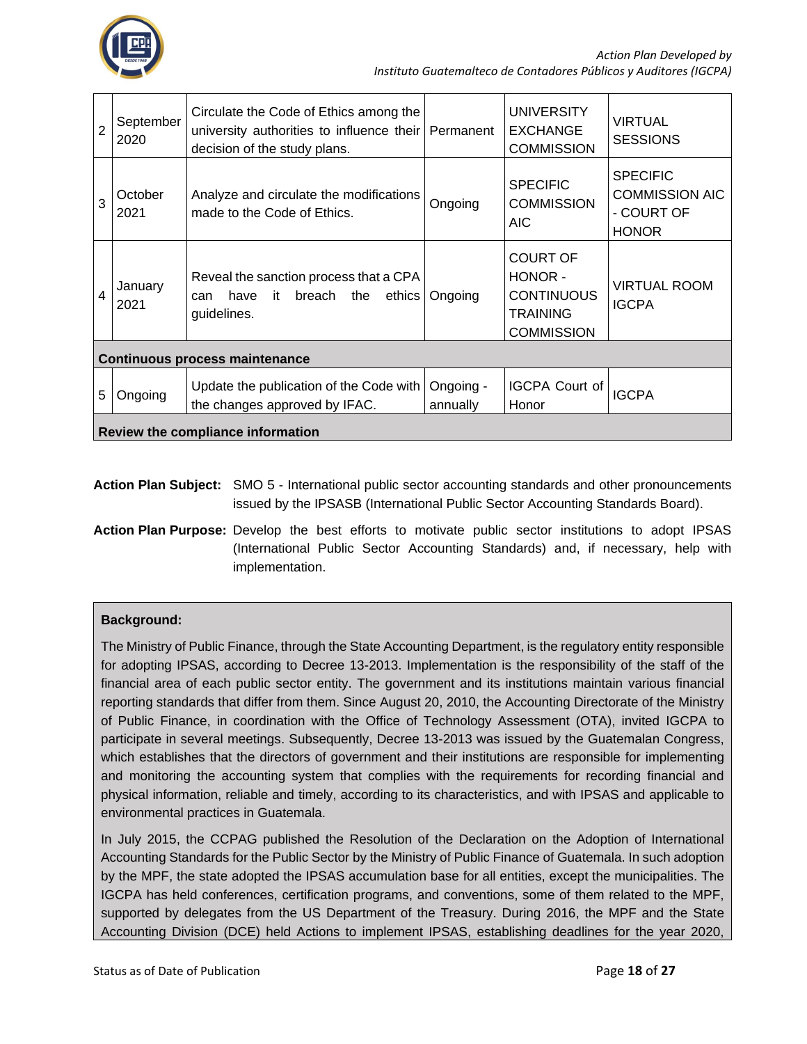| 2 | September 2020 | Circulate the Code of Ethics among the university authorities to influence their decision of the study plans. | Permanent | UNIVERSITY EXCHANGE COMMISSION | VIRTUAL SESSIONS |
|---|---|---|---|---|---|
| 3 | October 2021 | Analyze and circulate the modifications made to the Code of Ethics. | Ongoing | SPECIFIC COMMISSION AIC | SPECIFIC COMMISSION AIC - COURT OF HONOR |
| 4 | January 2021 | Reveal the sanction process that a CPA can have it breach the ethics guidelines. | Ongoing | COURT OF HONOR - CONTINUOUS TRAINING COMMISSION | VIRTUAL ROOM IGCPA |
| **Continuous process maintenance** | | | | | |
| 5 | Ongoing | Update the publication of the Code with the changes approved by IFAC. | Ongoing - annually | IGCPA Court of Honor | IGCPA |
| **Review the compliance information** | | | | | |

**Action Plan Subject:** SMO 5 - International public sector accounting standards and other pronouncements issued by the IPSASB (International Public Sector Accounting Standards Board).

**Action Plan Purpose:** Develop the best efforts to motivate public sector institutions to adopt IPSAS (International Public Sector Accounting Standards) and, if necessary, help with implementation.

**Background:**

The Ministry of Public Finance, through the State Accounting Department, is the regulatory entity responsible for adopting IPSAS, according to Decree 13-2013. Implementation is the responsibility of the staff of the financial area of each public sector entity. The government and its institutions maintain various financial reporting standards that differ from them. Since August 20, 2010, the Accounting Directorate of the Ministry of Public Finance, in coordination with the Office of Technology Assessment (OTA), invited IGCPA to participate in several meetings. Subsequently, Decree 13-2013 was issued by the Guatemalan Congress, which establishes that the directors of government and their institutions are responsible for implementing and monitoring the accounting system that complies with the requirements for recording financial and physical information, reliable and timely, according to its characteristics, and with IPSAS and applicable to environmental practices in Guatemala.

In July 2015, the CCPAG published the Resolution of the Declaration on the Adoption of International Accounting Standards for the Public Sector by the Ministry of Public Finance of Guatemala. In such adoption by the MPF, the state adopted the IPSAS accumulation base for all entities, except the municipalities. The IGCPA has held conferences, certification programs, and conventions, some of them related to the MPF, supported by delegates from the US Department of the Treasury. During 2016, the MPF and the State Accounting Division (DCE) held Actions to implement IPSAS, establishing deadlines for the year 2020,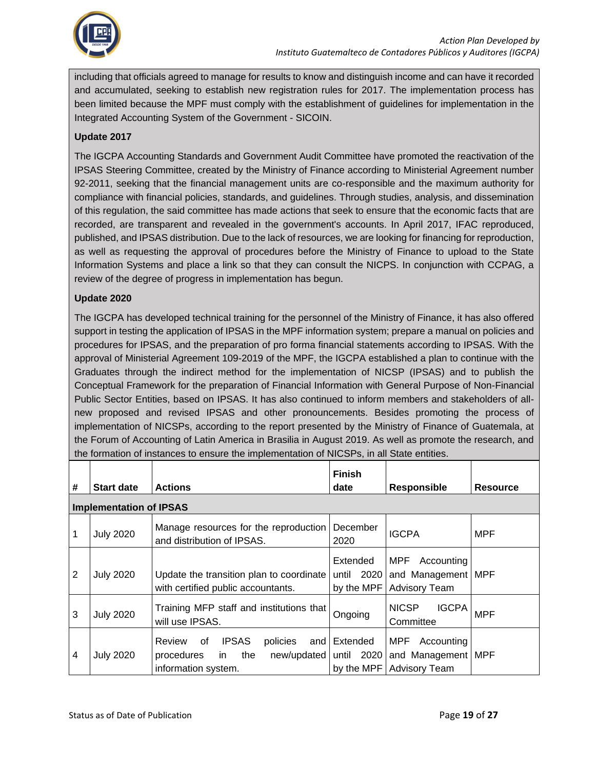including that officials agreed to manage for results to know and distinguish income and can have it recorded and accumulated, seeking to establish new registration rules for 2017. The implementation process has been limited because the MPF must comply with the establishment of guidelines for implementation in the Integrated Accounting System of the Government - SICOIN.

**Update 2017**

The IGCPA Accounting Standards and Government Audit Committee have promoted the reactivation of the IPSAS Steering Committee, created by the Ministry of Finance according to Ministerial Agreement number 92-2011, seeking that the financial management units are co-responsible and the maximum authority for compliance with financial policies, standards, and guidelines. Through studies, analysis, and dissemination of this regulation, the said committee has made actions that seek to ensure that the economic facts that are recorded, are transparent and revealed in the government's accounts. In April 2017, IFAC reproduced, published, and IPSAS distribution. Due to the lack of resources, we are looking for financing for reproduction, as well as requesting the approval of procedures before the Ministry of Finance to upload to the State Information Systems and place a link so that they can consult the NICPS. In conjunction with CCPAG, a review of the degree of progress in implementation has begun.

**Update 2020**

The IGCPA has developed technical training for the personnel of the Ministry of Finance, it has also offered support in testing the application of IPSAS in the MPF information system; prepare a manual on policies and procedures for IPSAS, and the preparation of pro forma financial statements according to IPSAS. With the approval of Ministerial Agreement 109-2019 of the MPF, the IGCPA established a plan to continue with the Graduates through the indirect method for the implementation of NICSP (IPSAS) and to publish the Conceptual Framework for the preparation of Financial Information with General Purpose of Non-Financial Public Sector Entities, based on IPSAS. It has also continued to inform members and stakeholders of all-new proposed and revised IPSAS and other pronouncements. Besides promoting the process of implementation of NICSPs, according to the report presented by the Ministry of Finance of Guatemala, at the Forum of Accounting of Latin America in Brasilia in August 2019. As well as promote the research, and the formation of instances to ensure the implementation of NICSPs, in all State entities.

| # | Start date | Actions | Finish date | Responsible | Resource |
|---|---|---|---|---|---|
| **Implementation of IPSAS** | | | | | |
| 1 | July 2020 | Manage resources for the reproduction and distribution of IPSAS. | December 2020 | IGCPA | MPF |
| 2 | July 2020 | Update the transition plan to coordinate with certified public accountants. | Extended until 2020 by the MPF | MPF Accounting and Management Advisory Team | MPF |
| 3 | July 2020 | Training MFP staff and institutions that will use IPSAS. | Ongoing | NICSP IGCPA Committee | MPF |
| 4 | July 2020 | Review of IPSAS policies and procedures in the new/updated information system. | Extended until 2020 by the MPF | MPF Accounting and Management Advisory Team | MPF |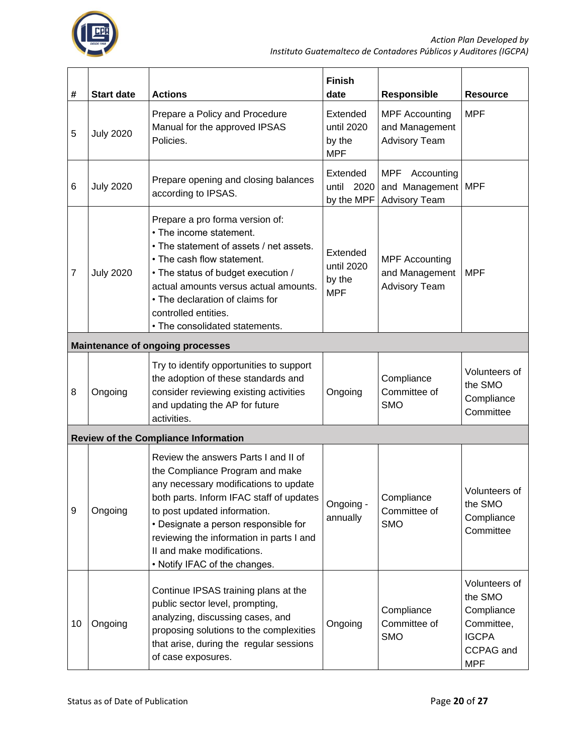| # | Start date | Actions | Finish date | Responsible | Resource |
|---|---|---|---|---|---|
| 5 | July 2020 | Prepare a Policy and Procedure Manual for the approved IPSAS Policies. | Extended until 2020 by the MPF | MPF Accounting and Management Advisory Team | MPF |
| 6 | July 2020 | Prepare opening and closing balances according to IPSAS. | Extended until 2020 by the MPF | MPF Accounting and Management Advisory Team | MPF |
| 7 | July 2020 | Prepare a pro forma version of:<br>• The income statement.<br>• The statement of assets / net assets.<br>• The cash flow statement.<br>• The status of budget execution / actual amounts versus actual amounts.<br>• The declaration of claims for controlled entities.<br>• The consolidated statements. | Extended until 2020 by the MPF | MPF Accounting and Management Advisory Team | MPF |
| **Maintenance of ongoing processes** | | | | | |
| 8 | Ongoing | Try to identify opportunities to support the adoption of these standards and consider reviewing existing activities and updating the AP for future activities. | Ongoing | Compliance Committee of SMO | Volunteers of the SMO Compliance Committee |
| **Review of the Compliance Information** | | | | | |
| 9 | Ongoing | Review the answers Parts I and II of the Compliance Program and make any necessary modifications to update both parts. Inform IFAC staff of updates to post updated information.<br>• Designate a person responsible for reviewing the information in parts I and II and make modifications.<br>• Notify IFAC of the changes. | Ongoing - annually | Compliance Committee of SMO | Volunteers of the SMO Compliance Committee |
| 10 | Ongoing | Continue IPSAS training plans at the public sector level, prompting, analyzing, discussing cases, and proposing solutions to the complexities that arise, during the regular sessions of case exposures. | Ongoing | Compliance Committee of SMO | Volunteers of the SMO Compliance Committee, IGCPA CCPAG and MPF |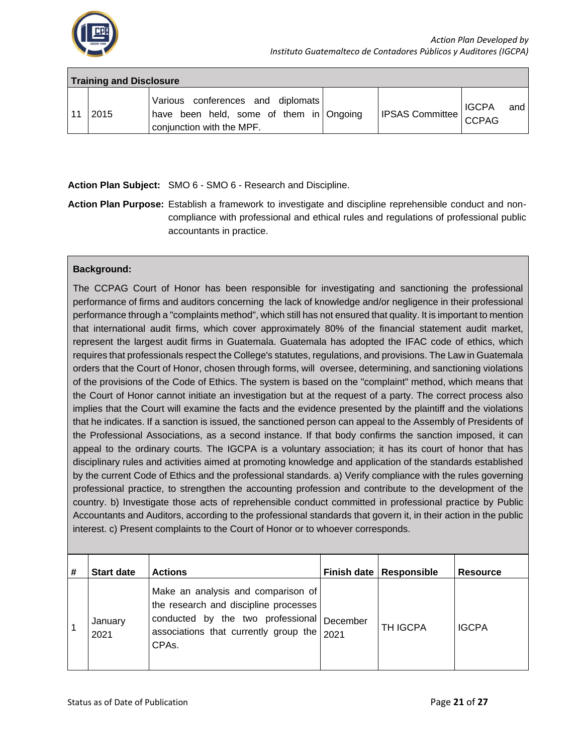| Training and Disclosure | | | | | |
|---|---|---|---|---|---|
| 11 | 2015 | Various conferences and diplomats have been held, some of them in conjunction with the MPF. | Ongoing | IPSAS Committee | IGCPA and CCPAG |

**Action Plan Subject:** SMO 6 - SMO 6 - Research and Discipline.

**Action Plan Purpose:** Establish a framework to investigate and discipline reprehensible conduct and non-compliance with professional and ethical rules and regulations of professional public accountants in practice.

**Background:**

The CCPAG Court of Honor has been responsible for investigating and sanctioning the professional performance of firms and auditors concerning the lack of knowledge and/or negligence in their professional performance through a "complaints method", which still has not ensured that quality. It is important to mention that international audit firms, which cover approximately 80% of the financial statement audit market, represent the largest audit firms in Guatemala. Guatemala has adopted the IFAC code of ethics, which requires that professionals respect the College's statutes, regulations, and provisions. The Law in Guatemala orders that the Court of Honor, chosen through forms, will oversee, determining, and sanctioning violations of the provisions of the Code of Ethics. The system is based on the "complaint" method, which means that the Court of Honor cannot initiate an investigation but at the request of a party. The correct process also implies that the Court will examine the facts and the evidence presented by the plaintiff and the violations that he indicates. If a sanction is issued, the sanctioned person can appeal to the Assembly of Presidents of the Professional Associations, as a second instance. If that body confirms the sanction imposed, it can appeal to the ordinary courts. The IGCPA is a voluntary association; it has its court of honor that has disciplinary rules and activities aimed at promoting knowledge and application of the standards established by the current Code of Ethics and the professional standards. a) Verify compliance with the rules governing professional practice, to strengthen the accounting profession and contribute to the development of the country. b) Investigate those acts of reprehensible conduct committed in professional practice by Public Accountants and Auditors, according to the professional standards that govern it, in their action in the public interest. c) Present complaints to the Court of Honor or to whoever corresponds.

| # | Start date | Actions | Finish date | Responsible | Resource |
|---|---|---|---|---|---|
| 1 | January 2021 | Make an analysis and comparison of the research and discipline processes conducted by the two professional associations that currently group the CPAs. | December 2021 | TH IGCPA | IGCPA |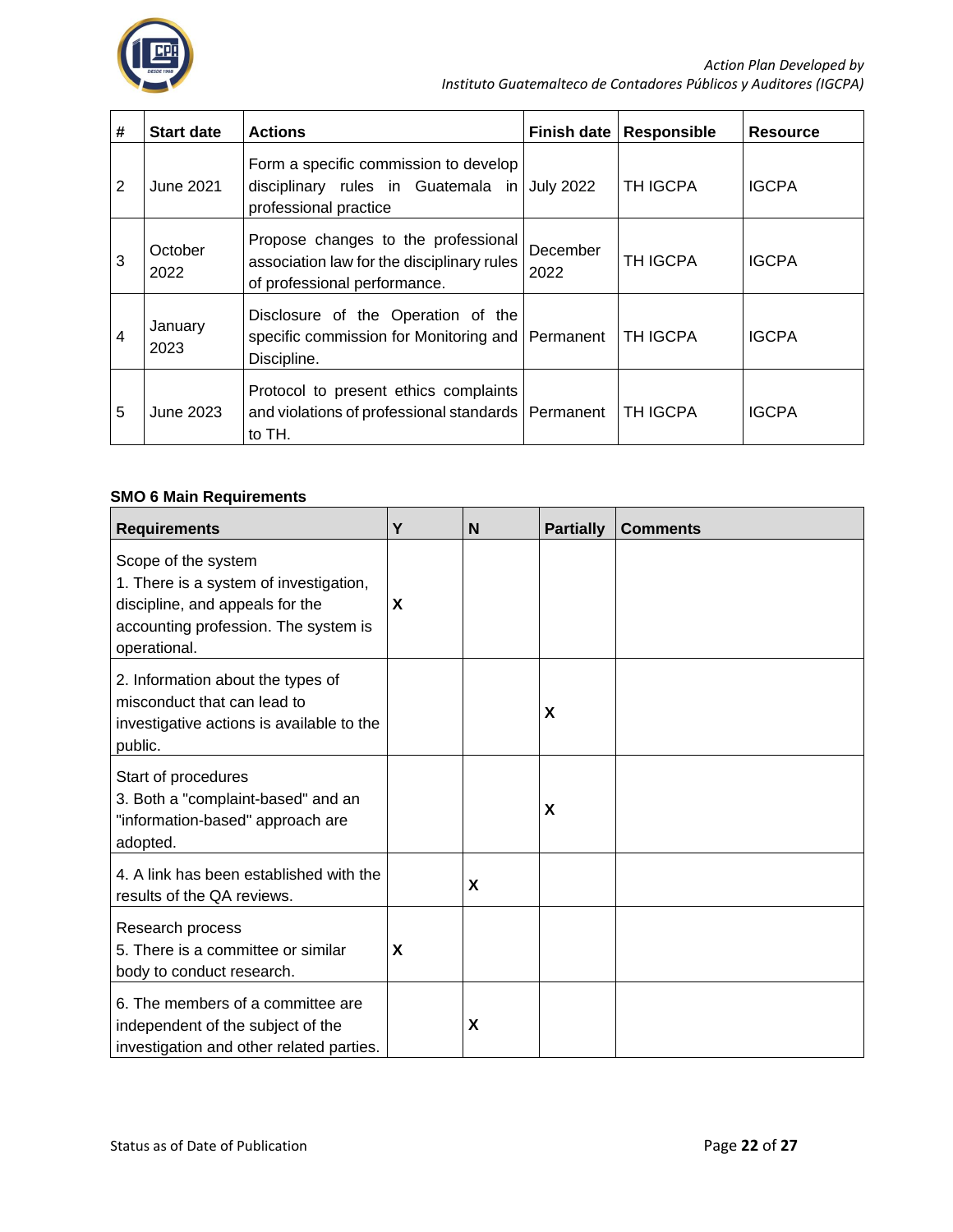| # | Start date | Actions | Finish date | Responsible | Resource |
|---|---|---|---|---|---|
| 2 | June 2021 | Form a specific commission to develop disciplinary rules in Guatemala in professional practice | July 2022 | TH IGCPA | IGCPA |
| 3 | October 2022 | Propose changes to the professional association law for the disciplinary rules of professional performance. | December 2022 | TH IGCPA | IGCPA |
| 4 | January 2023 | Disclosure of the Operation of the specific commission for Monitoring and Discipline. | Permanent | TH IGCPA | IGCPA |
| 5 | June 2023 | Protocol to present ethics complaints and violations of professional standards to TH. | Permanent | TH IGCPA | IGCPA |

**SMO 6 Main Requirements**

| Requirements | Y | N | Partially | Comments |
|---|---|---|---|---|
| Scope of the system<br>1. There is a system of investigation, discipline, and appeals for the accounting profession. The system is operational. | X | | | |
| 2. Information about the types of misconduct that can lead to investigative actions is available to the public. | | | X | |
| Start of procedures<br>3. Both a "complaint-based" and an "information-based" approach are adopted. | | | X | |
| 4. A link has been established with the results of the QA reviews. | | X | | |
| Research process<br>5. There is a committee or similar body to conduct research. | X | | | |
| 6. The members of a committee are independent of the subject of the investigation and other related parties. | | X | | |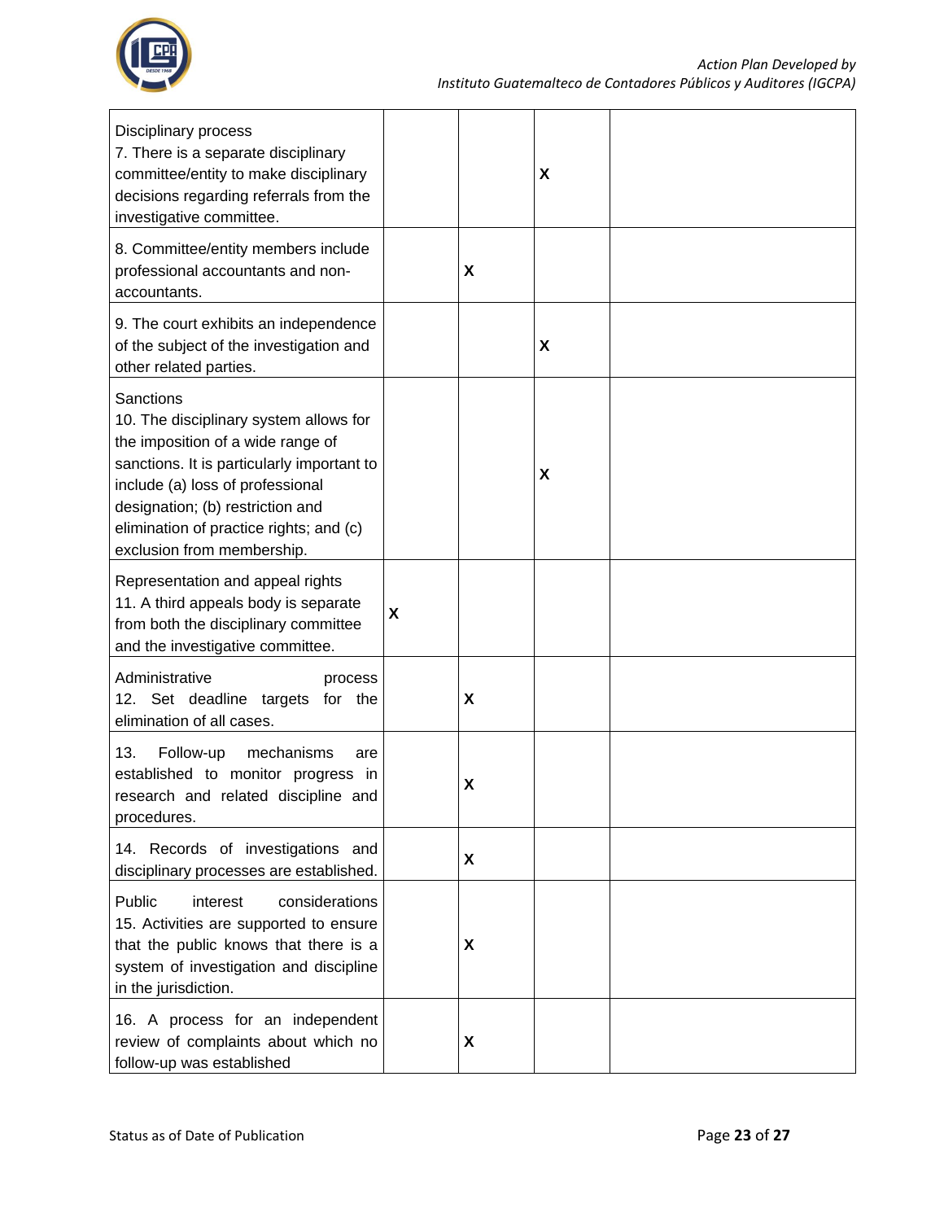| | | | | |
|---|---|---|---|---|
| Disciplinary process<br>7. There is a separate disciplinary committee/entity to make disciplinary decisions regarding referrals from the investigative committee. | | | X | |
| 8. Committee/entity members include professional accountants and non-accountants. | | X | | |
| 9. The court exhibits an independence of the subject of the investigation and other related parties. | | | X | |
| Sanctions<br>10. The disciplinary system allows for the imposition of a wide range of sanctions. It is particularly important to include (a) loss of professional designation; (b) restriction and elimination of practice rights; and (c) exclusion from membership. | | | X | |
| Representation and appeal rights<br>11. A third appeals body is separate from both the disciplinary committee and the investigative committee. | X | | | |
| Administrative process<br>12. Set deadline targets for the elimination of all cases. | | X | | |
| 13. Follow-up mechanisms are established to monitor progress in research and related discipline and procedures. | | X | | |
| 14. Records of investigations and disciplinary processes are established. | | X | | |
| Public interest considerations<br>15. Activities are supported to ensure that the public knows that there is a system of investigation and discipline in the jurisdiction. | | X | | |
| 16. A process for an independent review of complaints about which no follow-up was established | | X | | |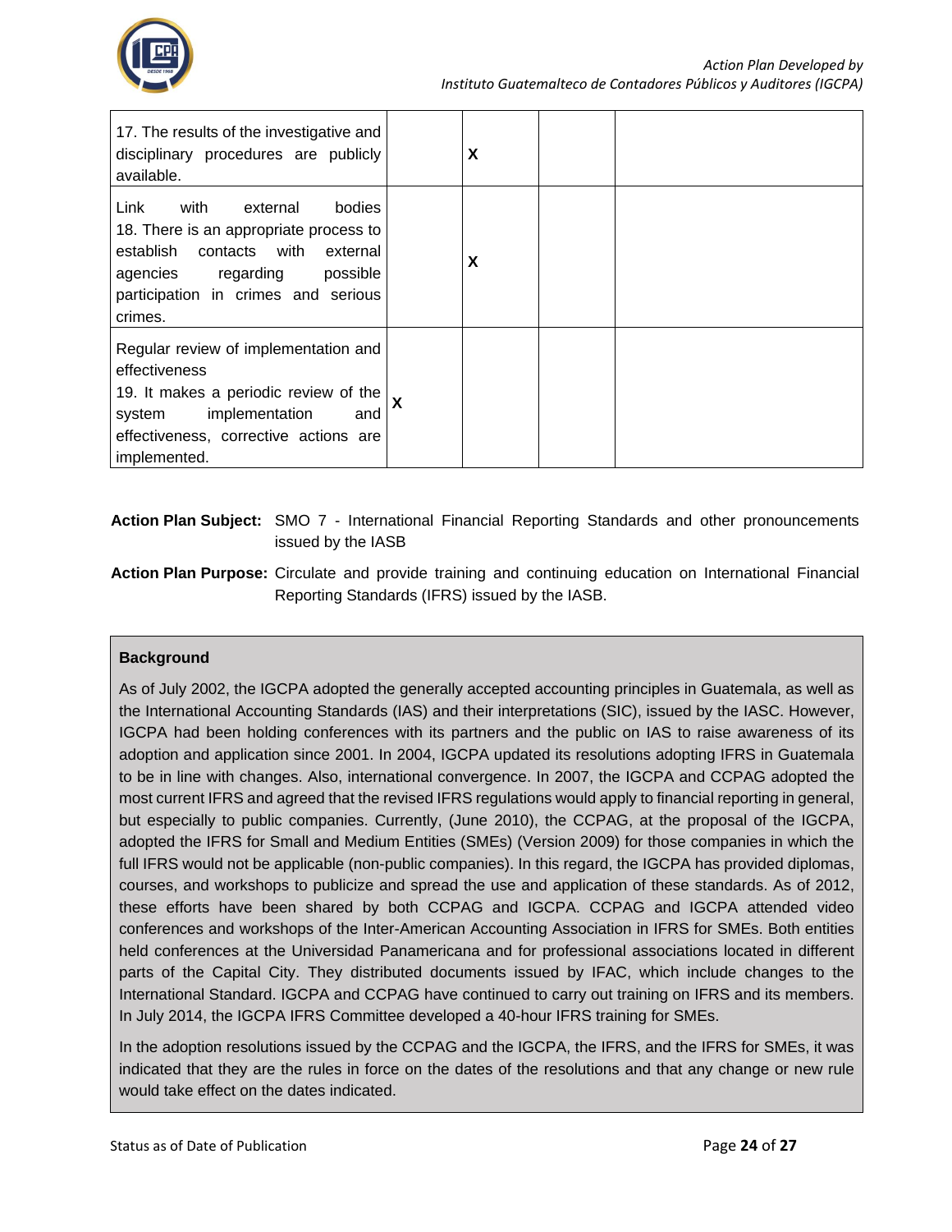| | | | | |
|---|---|---|---|---|
| 17. The results of the investigative and disciplinary procedures are publicly available. | | X | | |
| Link with external bodies<br>18. There is an appropriate process to establish contacts with external agencies regarding possible participation in crimes and serious crimes. | | X | | |
| Regular review of implementation and effectiveness<br>19. It makes a periodic review of the system implementation and effectiveness, corrective actions are implemented. | X | | | |

**Action Plan Subject:** SMO 7 - International Financial Reporting Standards and other pronouncements issued by the IASB

**Action Plan Purpose:** Circulate and provide training and continuing education on International Financial Reporting Standards (IFRS) issued by the IASB.

**Background**

As of July 2002, the IGCPA adopted the generally accepted accounting principles in Guatemala, as well as the International Accounting Standards (IAS) and their interpretations (SIC), issued by the IASC. However, IGCPA had been holding conferences with its partners and the public on IAS to raise awareness of its adoption and application since 2001. In 2004, IGCPA updated its resolutions adopting IFRS in Guatemala to be in line with changes. Also, international convergence. In 2007, the IGCPA and CCPAG adopted the most current IFRS and agreed that the revised IFRS regulations would apply to financial reporting in general, but especially to public companies. Currently, (June 2010), the CCPAG, at the proposal of the IGCPA, adopted the IFRS for Small and Medium Entities (SMEs) (Version 2009) for those companies in which the full IFRS would not be applicable (non-public companies). In this regard, the IGCPA has provided diplomas, courses, and workshops to publicize and spread the use and application of these standards. As of 2012, these efforts have been shared by both CCPAG and IGCPA. CCPAG and IGCPA attended video conferences and workshops of the Inter-American Accounting Association in IFRS for SMEs. Both entities held conferences at the Universidad Panamericana and for professional associations located in different parts of the Capital City. They distributed documents issued by IFAC, which include changes to the International Standard. IGCPA and CCPAG have continued to carry out training on IFRS and its members. In July 2014, the IGCPA IFRS Committee developed a 40-hour IFRS training for SMEs.

In the adoption resolutions issued by the CCPAG and the IGCPA, the IFRS, and the IFRS for SMEs, it was indicated that they are the rules in force on the dates of the resolutions and that any change or new rule would take effect on the dates indicated.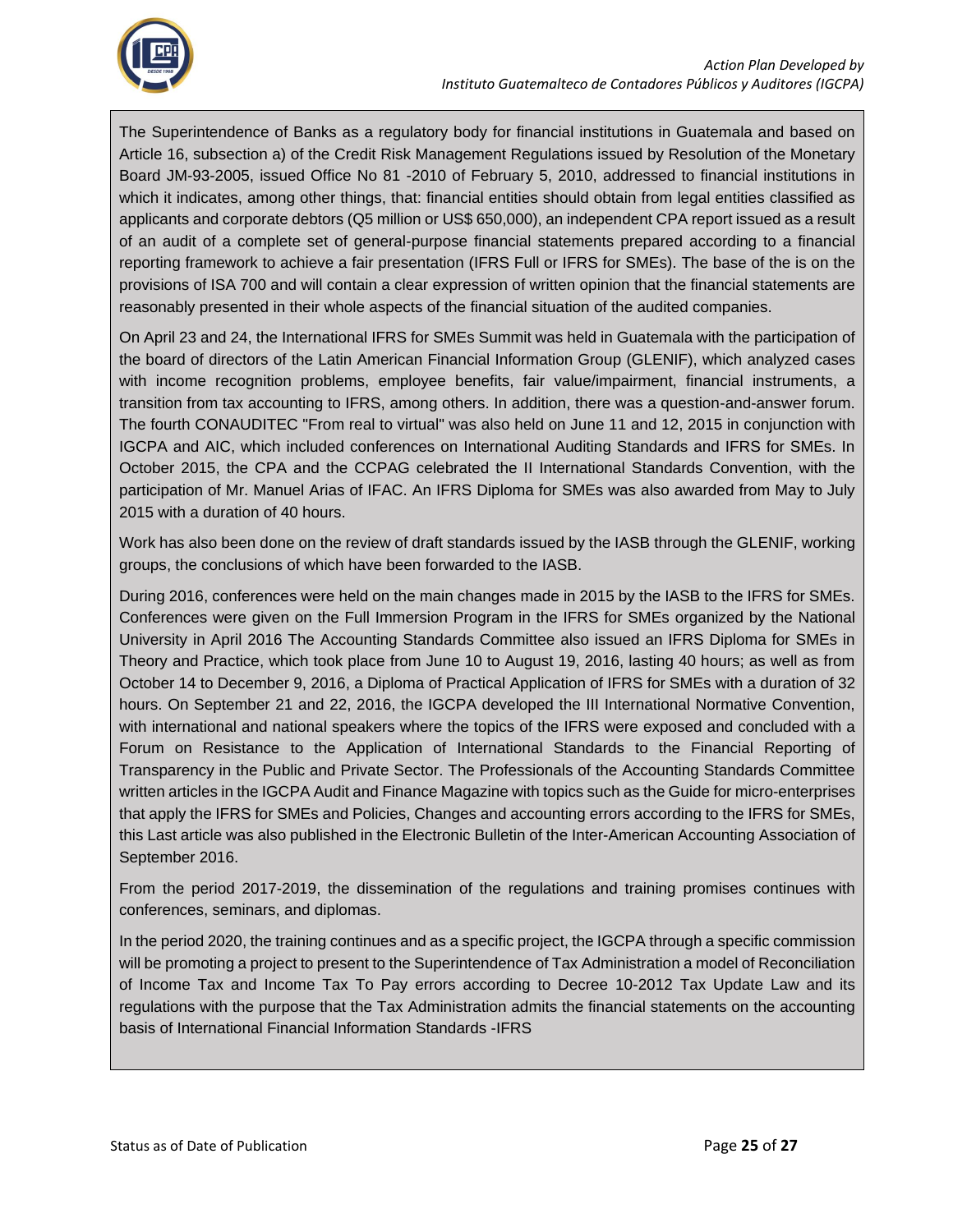The Superintendence of Banks as a regulatory body for financial institutions in Guatemala and based on Article 16, subsection a) of the Credit Risk Management Regulations issued by Resolution of the Monetary Board JM-93-2005, issued Office No 81 -2010 of February 5, 2010, addressed to financial institutions in which it indicates, among other things, that: financial entities should obtain from legal entities classified as applicants and corporate debtors (Q5 million or US$ 650,000), an independent CPA report issued as a result of an audit of a complete set of general-purpose financial statements prepared according to a financial reporting framework to achieve a fair presentation (IFRS Full or IFRS for SMEs). The base of the is on the provisions of ISA 700 and will contain a clear expression of written opinion that the financial statements are reasonably presented in their whole aspects of the financial situation of the audited companies.

On April 23 and 24, the International IFRS for SMEs Summit was held in Guatemala with the participation of the board of directors of the Latin American Financial Information Group (GLENIF), which analyzed cases with income recognition problems, employee benefits, fair value/impairment, financial instruments, a transition from tax accounting to IFRS, among others. In addition, there was a question-and-answer forum. The fourth CONAUDITEC "From real to virtual" was also held on June 11 and 12, 2015 in conjunction with IGCPA and AIC, which included conferences on International Auditing Standards and IFRS for SMEs. In October 2015, the CPA and the CCPAG celebrated the II International Standards Convention, with the participation of Mr. Manuel Arias of IFAC. An IFRS Diploma for SMEs was also awarded from May to July 2015 with a duration of 40 hours.

Work has also been done on the review of draft standards issued by the IASB through the GLENIF, working groups, the conclusions of which have been forwarded to the IASB.

During 2016, conferences were held on the main changes made in 2015 by the IASB to the IFRS for SMEs. Conferences were given on the Full Immersion Program in the IFRS for SMEs organized by the National University in April 2016 The Accounting Standards Committee also issued an IFRS Diploma for SMEs in Theory and Practice, which took place from June 10 to August 19, 2016, lasting 40 hours; as well as from October 14 to December 9, 2016, a Diploma of Practical Application of IFRS for SMEs with a duration of 32 hours. On September 21 and 22, 2016, the IGCPA developed the III International Normative Convention, with international and national speakers where the topics of the IFRS were exposed and concluded with a Forum on Resistance to the Application of International Standards to the Financial Reporting of Transparency in the Public and Private Sector. The Professionals of the Accounting Standards Committee written articles in the IGCPA Audit and Finance Magazine with topics such as the Guide for micro-enterprises that apply the IFRS for SMEs and Policies, Changes and accounting errors according to the IFRS for SMEs, this Last article was also published in the Electronic Bulletin of the Inter-American Accounting Association of September 2016.

From the period 2017-2019, the dissemination of the regulations and training promises continues with conferences, seminars, and diplomas.

In the period 2020, the training continues and as a specific project, the IGCPA through a specific commission will be promoting a project to present to the Superintendence of Tax Administration a model of Reconciliation of Income Tax and Income Tax To Pay errors according to Decree 10-2012 Tax Update Law and its regulations with the purpose that the Tax Administration admits the financial statements on the accounting basis of International Financial Information Standards -IFRS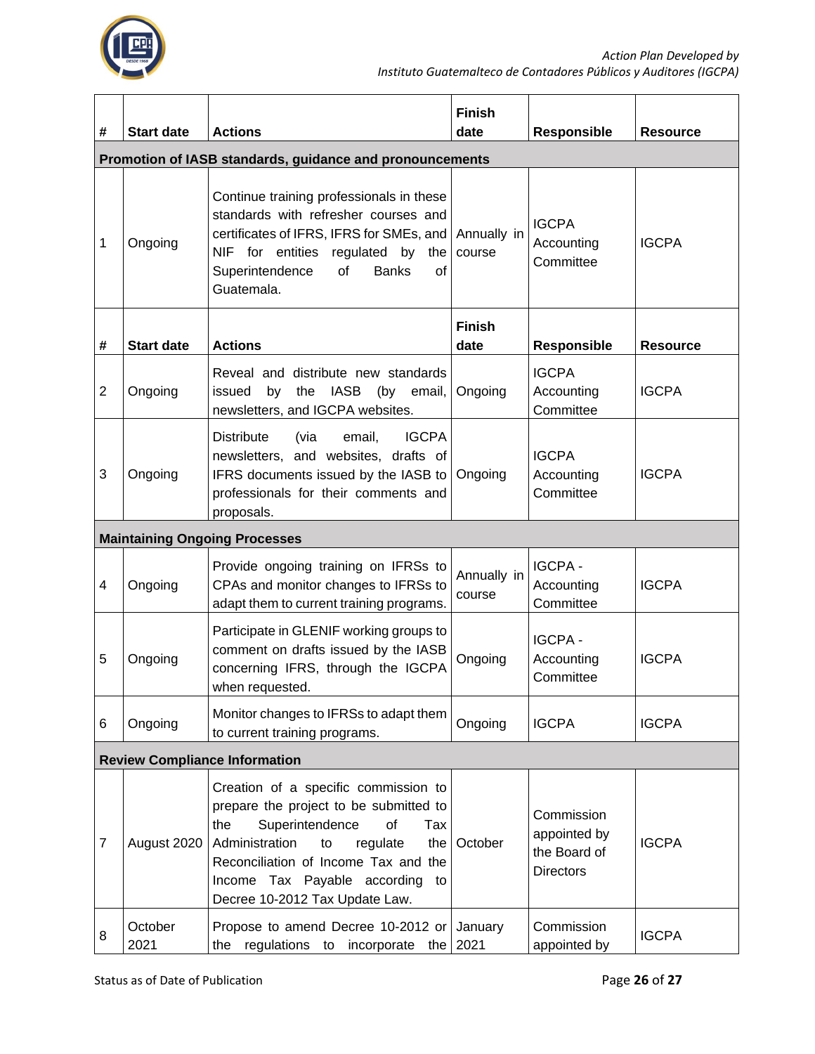| # | Start date | Actions | Finish date | Responsible | Resource |
|---|---|---|---|---|---|
| **Promotion of IASB standards, guidance and pronouncements** | | | | | |
| 1 | Ongoing | Continue training professionals in these standards with refresher courses and certificates of IFRS, IFRS for SMEs, and NIF for entities regulated by the Superintendence of Banks of Guatemala. | Annually in course | IGCPA Accounting Committee | IGCPA |
| **#** | **Start date** | **Actions** | **Finish date** | **Responsible** | **Resource** |
| 2 | Ongoing | Reveal and distribute new standards issued by the IASB (by email, newsletters, and IGCPA websites. | Ongoing | IGCPA Accounting Committee | IGCPA |
| 3 | Ongoing | Distribute (via email, IGCPA newsletters, and websites, drafts of IFRS documents issued by the IASB to professionals for their comments and proposals. | Ongoing | IGCPA Accounting Committee | IGCPA |
| **Maintaining Ongoing Processes** | | | | | |
| 4 | Ongoing | Provide ongoing training on IFRSs to CPAs and monitor changes to IFRSs to adapt them to current training programs. | Annually in course | IGCPA - Accounting Committee | IGCPA |
| 5 | Ongoing | Participate in GLENIF working groups to comment on drafts issued by the IASB concerning IFRS, through the IGCPA when requested. | Ongoing | IGCPA - Accounting Committee | IGCPA |
| 6 | Ongoing | Monitor changes to IFRSs to adapt them to current training programs. | Ongoing | IGCPA | IGCPA |
| **Review Compliance Information** | | | | | |
| 7 | August 2020 | Creation of a specific commission to prepare the project to be submitted to the Superintendence of Tax Administration to regulate the Reconciliation of Income Tax and the Income Tax Payable according to Decree 10-2012 Tax Update Law. | October | Commission appointed by the Board of Directors | IGCPA |
| 8 | October 2021 | Propose to amend Decree 10-2012 or the regulations to incorporate the | January 2021 | Commission appointed by | IGCPA |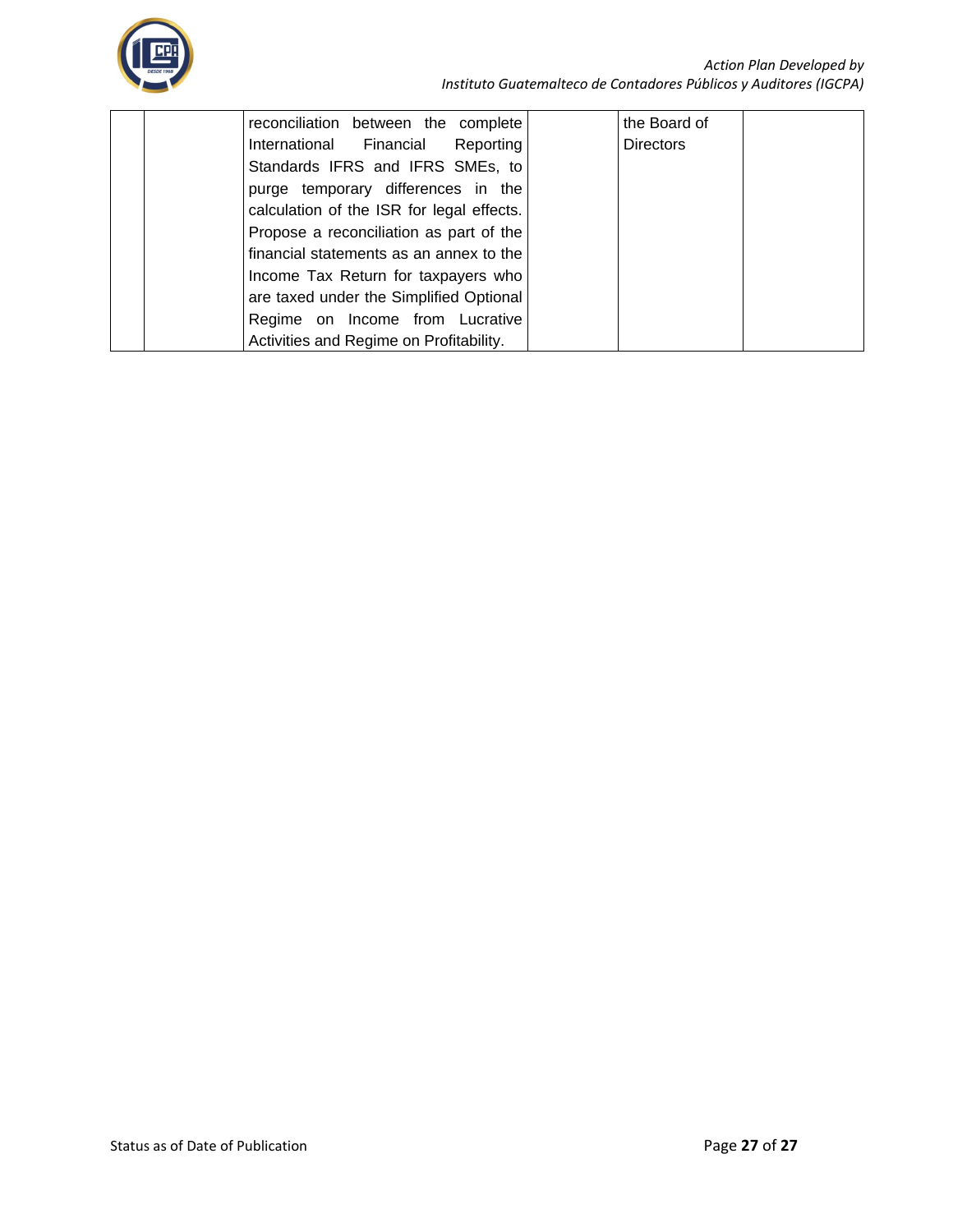| | | | | | |
|---|---|---|---|---|---|
| | | reconciliation between the complete International Financial Reporting Standards IFRS and IFRS SMEs, to purge temporary differences in the calculation of the ISR for legal effects. Propose a reconciliation as part of the financial statements as an annex to the Income Tax Return for taxpayers who are taxed under the Simplified Optional Regime on Income from Lucrative Activities and Regime on Profitability. | | the Board of Directors | |